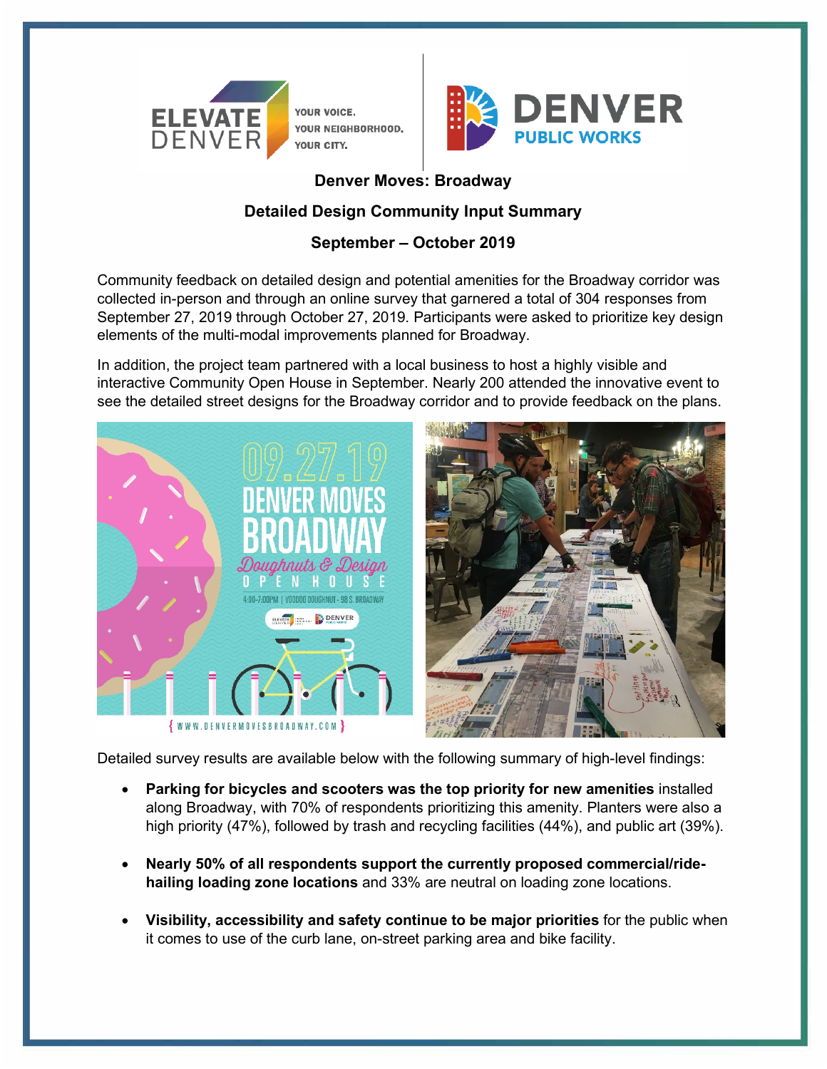# Denver Moves: Broadway

## Detailed Design Community Input Summary

## September – October 2019

Community feedback on detailed design and potential amenities for the Broadway corridor was collected in-person and through an online survey that garnered a total of 304 responses from September 27, 2019 through October 27, 2019. Participants were asked to prioritize key design elements of the multi-modal improvements planned for Broadway.

In addition, the project team partnered with a local business to host a highly visible and interactive Community Open House in September. Nearly 200 attended the innovative event to see the detailed street designs for the Broadway corridor and to provide feedback on the plans.

Detailed survey results are available below with the following summary of high-level findings:

- **Parking for bicycles and scooters was the top priority for new amenities** installed along Broadway, with 70% of respondents prioritizing this amenity. Planters were also a high priority (47%), followed by trash and recycling facilities (44%), and public art (39%).
- **Nearly 50% of all respondents support the currently proposed commercial/ride-hailing loading zone locations** and 33% are neutral on loading zone locations.
- **Visibility, accessibility and safety continue to be major priorities** for the public when it comes to use of the curb lane, on-street parking area and bike facility.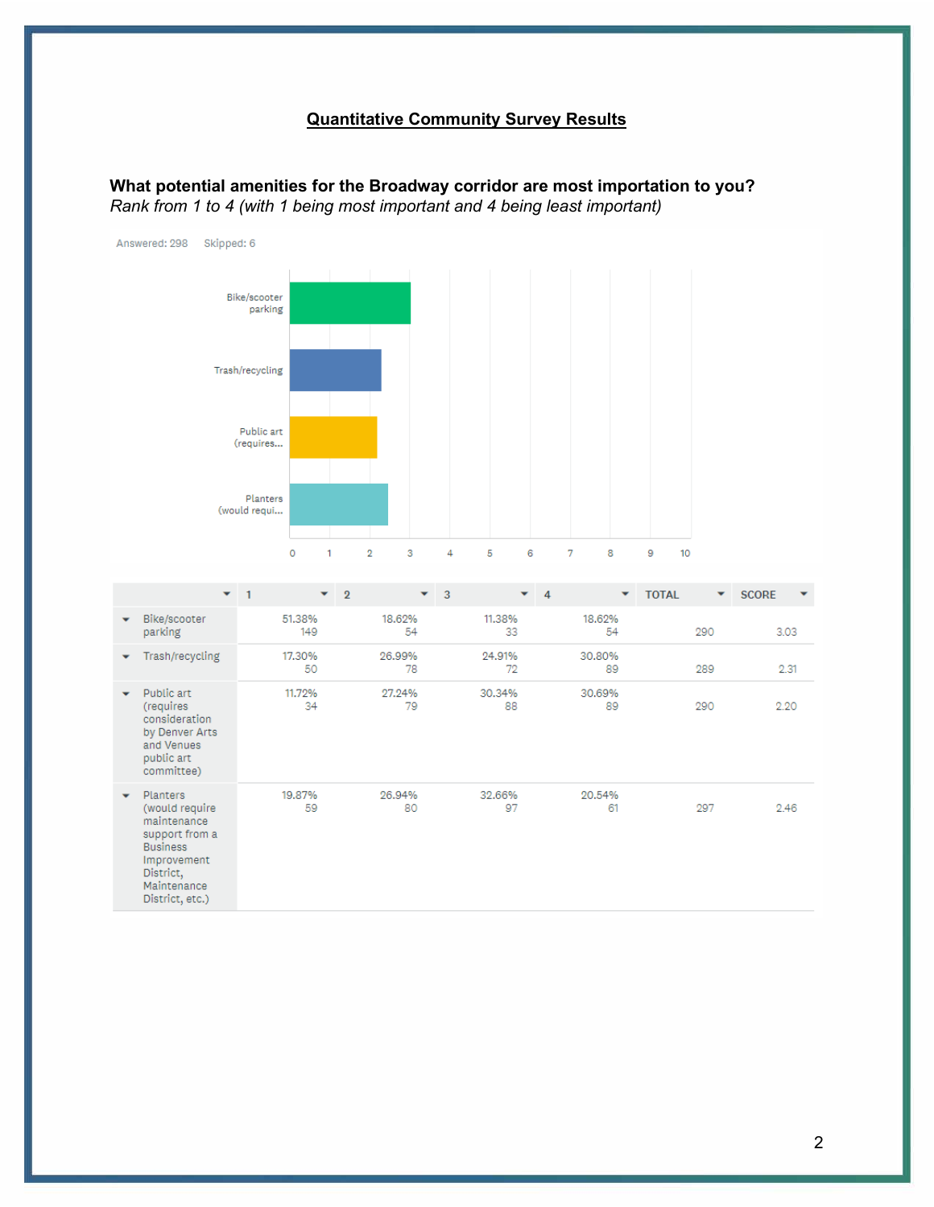## Quantitative Community Survey Results

**What potential amenities for the Broadway corridor are most importation to you?**
*Rank from 1 to 4 (with 1 being most important and 4 being least important)*

Answered: 298 Skipped: 6

| | 1 | 2 | 3 | 4 | TOTAL | SCORE |
|---|---|---|---|---|---|---|
| Bike/scooter parking | 51.38% 149 | 18.62% 54 | 11.38% 33 | 18.62% 54 | 290 | 3.03 |
| Trash/recycling | 17.30% 50 | 26.99% 78 | 24.91% 72 | 30.80% 89 | 289 | 2.31 |
| Public art (requires consideration by Denver Arts and Venues public art committee) | 11.72% 34 | 27.24% 79 | 30.34% 88 | 30.69% 89 | 290 | 2.20 |
| Planters (would require maintenance support from a Business Improvement District, Maintenance District, etc.) | 19.87% 59 | 26.94% 80 | 32.66% 97 | 20.54% 61 | 297 | 2.46 |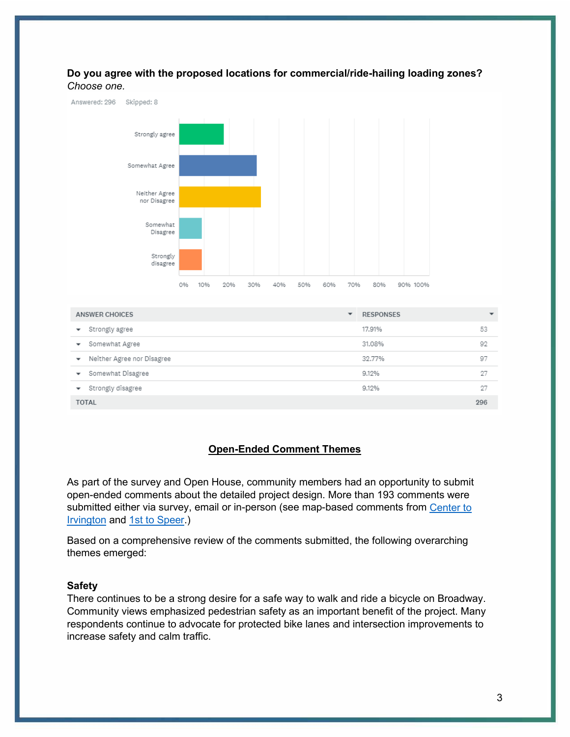**Do you agree with the proposed locations for commercial/ride-hailing loading zones?**
*Choose one.*

Answered: 296 Skipped: 8

| ANSWER CHOICES | RESPONSES | |
|---|---|---|
| Strongly agree | 17.91% | 53 |
| Somewhat Agree | 31.08% | 92 |
| Neither Agree nor Disagree | 32.77% | 97 |
| Somewhat Disagree | 9.12% | 27 |
| Strongly disagree | 9.12% | 27 |
| TOTAL | | 296 |

## Open-Ended Comment Themes

As part of the survey and Open House, community members had an opportunity to submit open-ended comments about the detailed project design. More than 193 comments were submitted either via survey, email or in-person (see map-based comments from Center to Irvington and 1st to Speer.)

Based on a comprehensive review of the comments submitted, the following overarching themes emerged:

### Safety

There continues to be a strong desire for a safe way to walk and ride a bicycle on Broadway. Community views emphasized pedestrian safety as an important benefit of the project. Many respondents continue to advocate for protected bike lanes and intersection improvements to increase safety and calm traffic.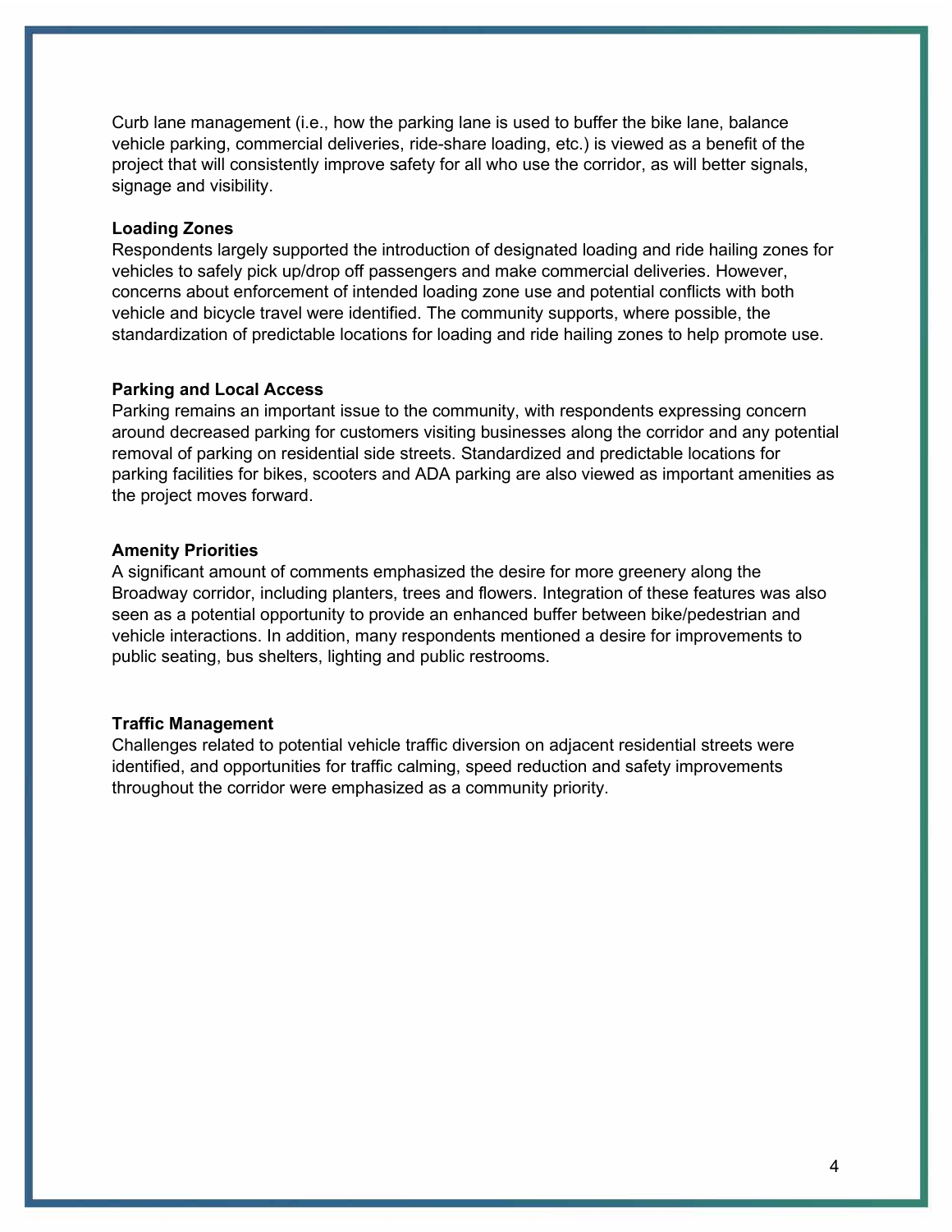Curb lane management (i.e., how the parking lane is used to buffer the bike lane, balance vehicle parking, commercial deliveries, ride-share loading, etc.) is viewed as a benefit of the project that will consistently improve safety for all who use the corridor, as will better signals, signage and visibility.

**Loading Zones**

Respondents largely supported the introduction of designated loading and ride hailing zones for vehicles to safely pick up/drop off passengers and make commercial deliveries. However, concerns about enforcement of intended loading zone use and potential conflicts with both vehicle and bicycle travel were identified. The community supports, where possible, the standardization of predictable locations for loading and ride hailing zones to help promote use.

**Parking and Local Access**

Parking remains an important issue to the community, with respondents expressing concern around decreased parking for customers visiting businesses along the corridor and any potential removal of parking on residential side streets. Standardized and predictable locations for parking facilities for bikes, scooters and ADA parking are also viewed as important amenities as the project moves forward.

**Amenity Priorities**

A significant amount of comments emphasized the desire for more greenery along the Broadway corridor, including planters, trees and flowers. Integration of these features was also seen as a potential opportunity to provide an enhanced buffer between bike/pedestrian and vehicle interactions. In addition, many respondents mentioned a desire for improvements to public seating, bus shelters, lighting and public restrooms.

**Traffic Management**

Challenges related to potential vehicle traffic diversion on adjacent residential streets were identified, and opportunities for traffic calming, speed reduction and safety improvements throughout the corridor were emphasized as a community priority.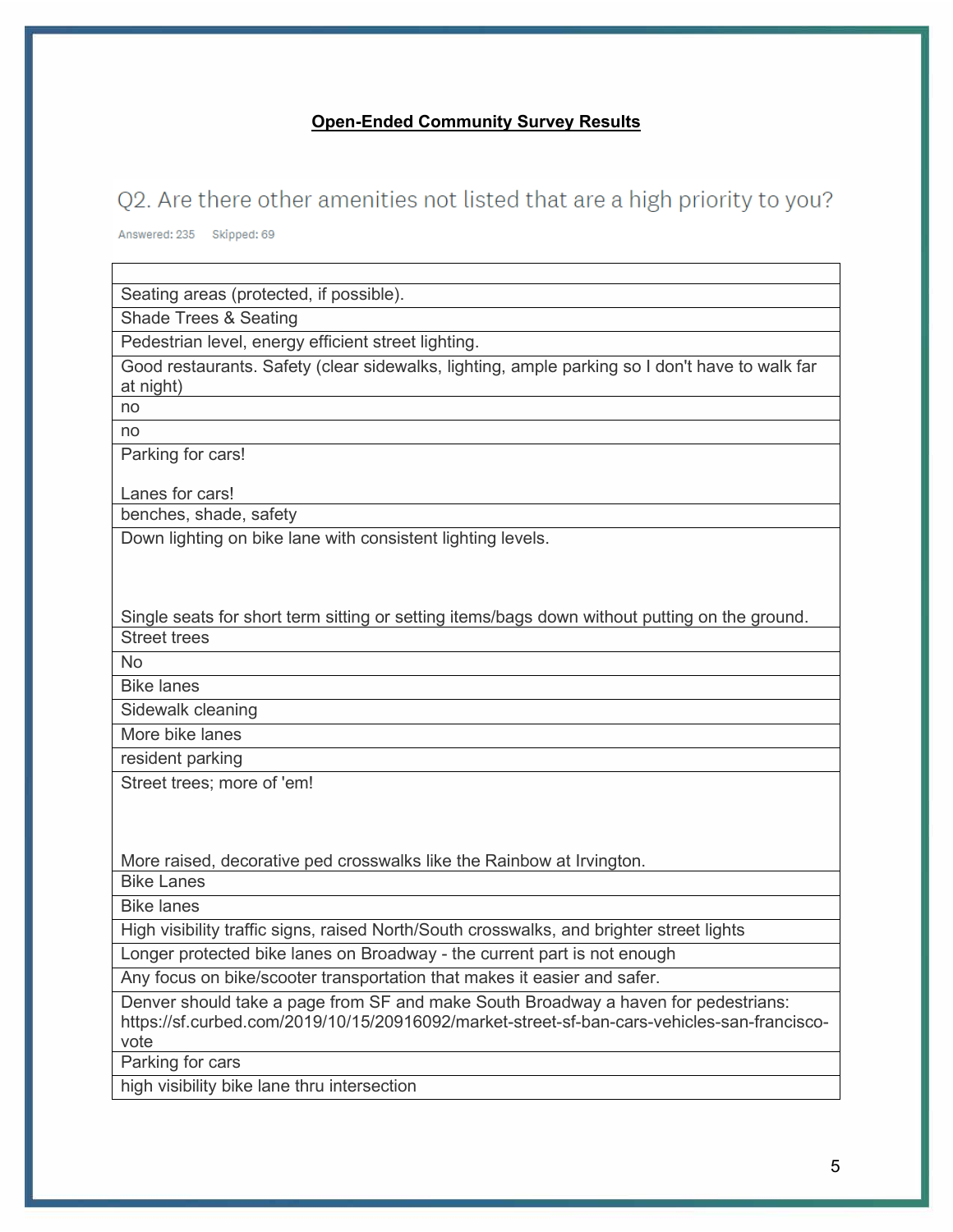**Open-Ended Community Survey Results**

## Q2. Are there other amenities not listed that are a high priority to you?

Answered: 235 Skipped: 69

| |
|---|
| Seating areas (protected, if possible). |
| Shade Trees & Seating |
| Pedestrian level, energy efficient street lighting. |
| Good restaurants. Safety (clear sidewalks, lighting, ample parking so I don't have to walk far at night) |
| no |
| no |
| Parking for cars!<br><br>Lanes for cars! |
| benches, shade, safety |
| Down lighting on bike lane with consistent lighting levels.<br><br><br><br>Single seats for short term sitting or setting items/bags down without putting on the ground. |
| Street trees |
| No |
| Bike lanes |
| Sidewalk cleaning |
| More bike lanes |
| resident parking |
| Street trees; more of 'em!<br><br><br><br>More raised, decorative ped crosswalks like the Rainbow at Irvington. |
| Bike Lanes |
| Bike lanes |
| High visibility traffic signs, raised North/South crosswalks, and brighter street lights |
| Longer protected bike lanes on Broadway - the current part is not enough |
| Any focus on bike/scooter transportation that makes it easier and safer. |
| Denver should take a page from SF and make South Broadway a haven for pedestrians: https://sf.curbed.com/2019/10/15/20916092/market-street-sf-ban-cars-vehicles-san-francisco-vote |
| Parking for cars |
| high visibility bike lane thru intersection |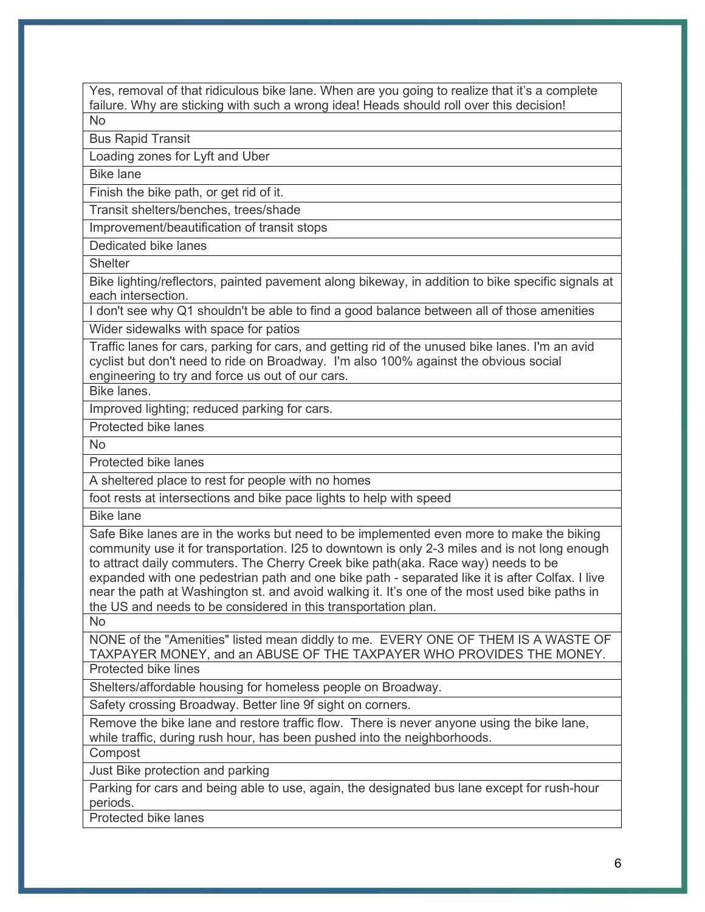| |
|---|
| Yes, removal of that ridiculous bike lane. When are you going to realize that it's a complete failure. Why are sticking with such a wrong idea! Heads should roll over this decision! |
| No |
| Bus Rapid Transit |
| Loading zones for Lyft and Uber |
| Bike lane |
| Finish the bike path, or get rid of it. |
| Transit shelters/benches, trees/shade |
| Improvement/beautification of transit stops |
| Dedicated bike lanes |
| Shelter |
| Bike lighting/reflectors, painted pavement along bikeway, in addition to bike specific signals at each intersection. |
| I don't see why Q1 shouldn't be able to find a good balance between all of those amenities |
| Wider sidewalks with space for patios |
| Traffic lanes for cars, parking for cars, and getting rid of the unused bike lanes. I'm an avid cyclist but don't need to ride on Broadway. I'm also 100% against the obvious social engineering to try and force us out of our cars. |
| Bike lanes. |
| Improved lighting; reduced parking for cars. |
| Protected bike lanes |
| No |
| Protected bike lanes |
| A sheltered place to rest for people with no homes |
| foot rests at intersections and bike pace lights to help with speed |
| Bike lane |
| Safe Bike lanes are in the works but need to be implemented even more to make the biking community use it for transportation. I25 to downtown is only 2-3 miles and is not long enough to attract daily commuters. The Cherry Creek bike path(aka. Race way) needs to be expanded with one pedestrian path and one bike path - separated like it is after Colfax. I live near the path at Washington st. and avoid walking it. It's one of the most used bike paths in the US and needs to be considered in this transportation plan. |
| No |
| NONE of the "Amenities" listed mean diddly to me. EVERY ONE OF THEM IS A WASTE OF TAXPAYER MONEY, and an ABUSE OF THE TAXPAYER WHO PROVIDES THE MONEY. |
| Protected bike lines |
| Shelters/affordable housing for homeless people on Broadway. |
| Safety crossing Broadway. Better line 9f sight on corners. |
| Remove the bike lane and restore traffic flow. There is never anyone using the bike lane, while traffic, during rush hour, has been pushed into the neighborhoods. |
| Compost |
| Just Bike protection and parking |
| Parking for cars and being able to use, again, the designated bus lane except for rush-hour periods. |
| Protected bike lanes |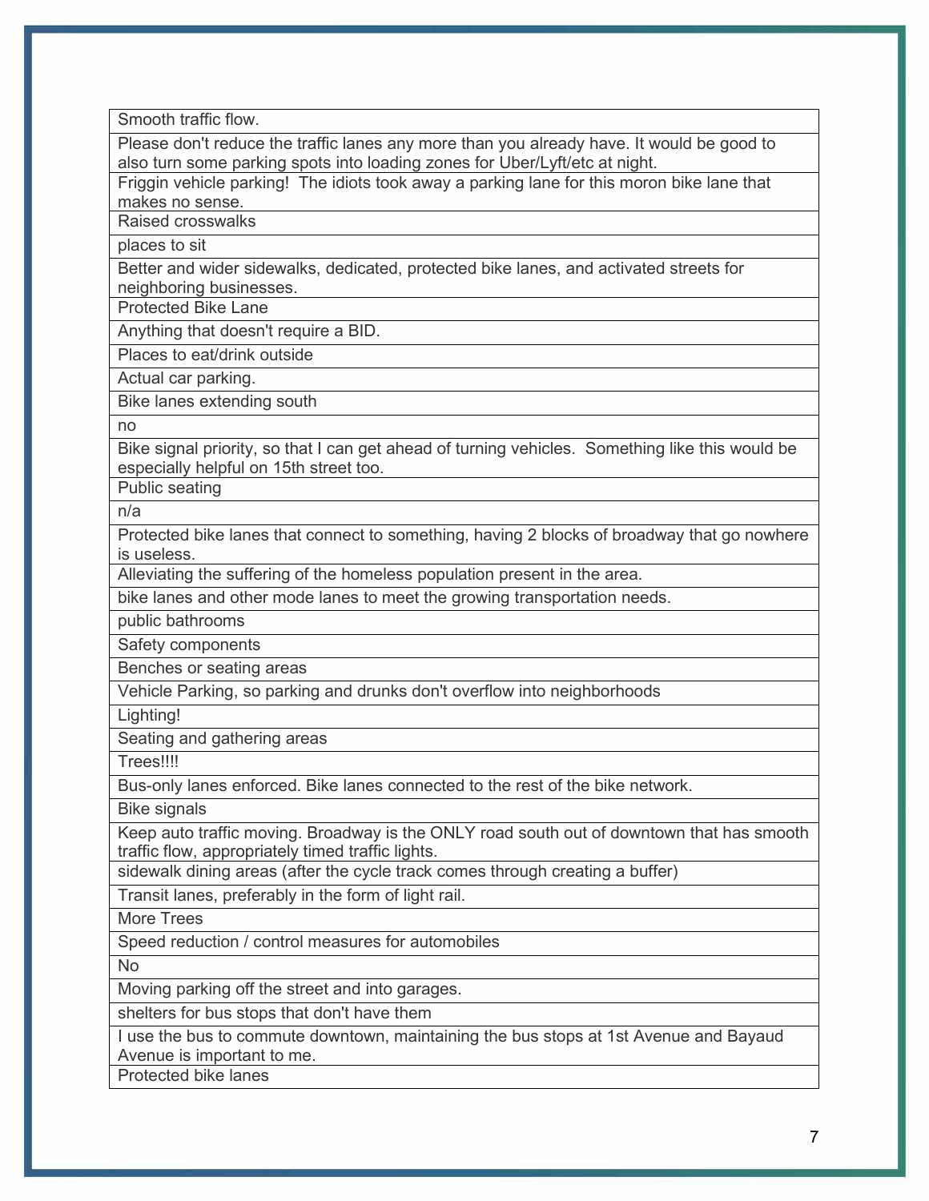| Smooth traffic flow. |
|---|
| Please don't reduce the traffic lanes any more than you already have. It would be good to also turn some parking spots into loading zones for Uber/Lyft/etc at night. |
| Friggin vehicle parking!  The idiots took away a parking lane for this moron bike lane that makes no sense. |
| Raised crosswalks |
| places to sit |
| Better and wider sidewalks, dedicated, protected bike lanes, and activated streets for neighboring businesses. |
| Protected Bike Lane |
| Anything that doesn't require a BID. |
| Places to eat/drink outside |
| Actual car parking. |
| Bike lanes extending south |
| no |
| Bike signal priority, so that I can get ahead of turning vehicles.  Something like this would be especially helpful on 15th street too. |
| Public seating |
| n/a |
| Protected bike lanes that connect to something, having 2 blocks of broadway that go nowhere is useless. |
| Alleviating the suffering of the homeless population present in the area. |
| bike lanes and other mode lanes to meet the growing transportation needs. |
| public bathrooms |
| Safety components |
| Benches or seating areas |
| Vehicle Parking, so parking and drunks don't overflow into neighborhoods |
| Lighting! |
| Seating and gathering areas |
| Trees!!!! |
| Bus-only lanes enforced. Bike lanes connected to the rest of the bike network. |
| Bike signals |
| Keep auto traffic moving. Broadway is the ONLY road south out of downtown that has smooth traffic flow, appropriately timed traffic lights. |
| sidewalk dining areas (after the cycle track comes through creating a buffer) |
| Transit lanes, preferably in the form of light rail. |
| More Trees |
| Speed reduction / control measures for automobiles |
| No |
| Moving parking off the street and into garages. |
| shelters for bus stops that don't have them |
| I use the bus to commute downtown, maintaining the bus stops at 1st Avenue and Bayaud Avenue is important to me. |
| Protected bike lanes |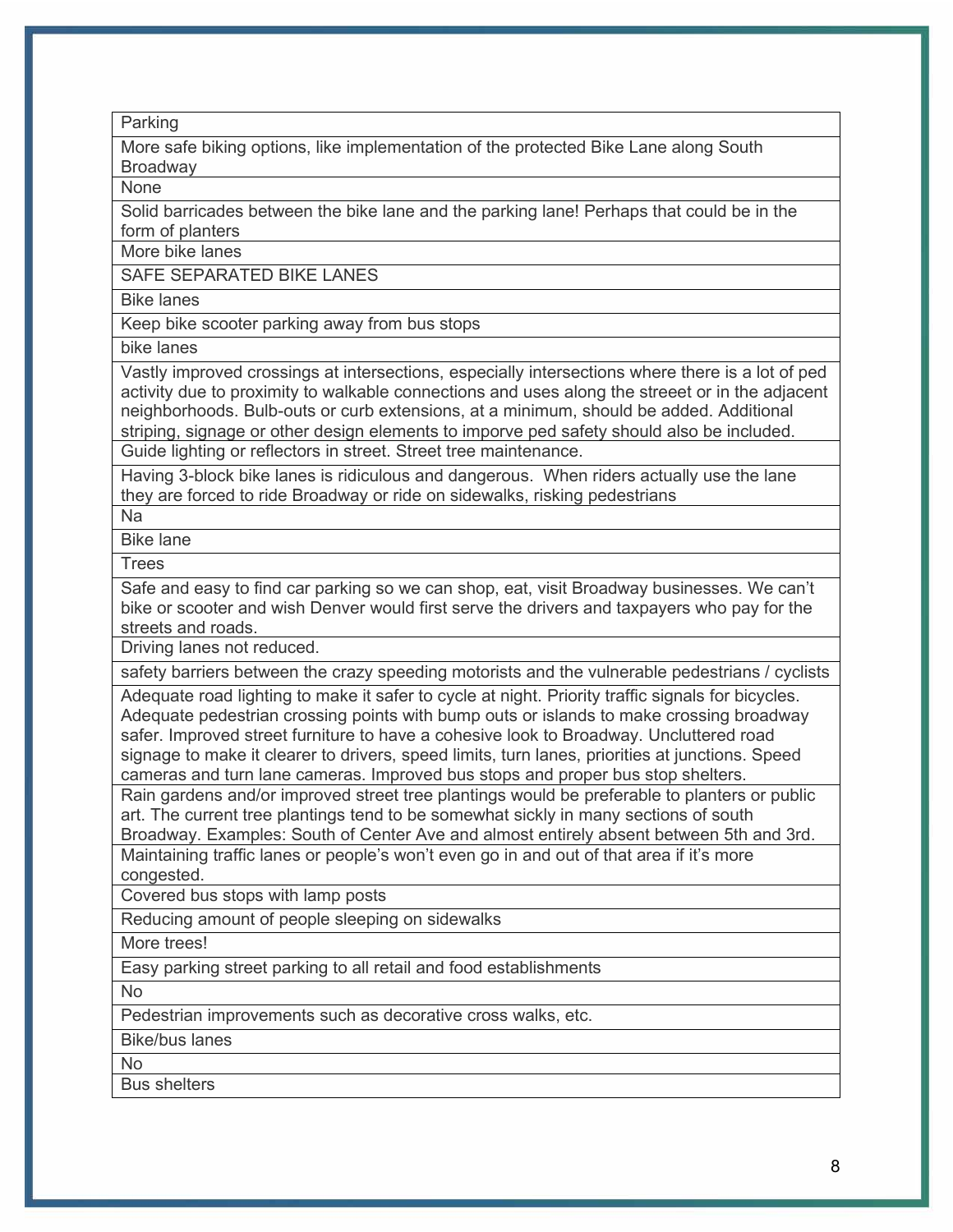| Parking |
|---|
| More safe biking options, like implementation of the protected Bike Lane along South Broadway |
| None |
| Solid barricades between the bike lane and the parking lane! Perhaps that could be in the form of planters |
| More bike lanes |
| SAFE SEPARATED BIKE LANES |
| Bike lanes |
| Keep bike scooter parking away from bus stops |
| bike lanes |
| Vastly improved crossings at intersections, especially intersections where there is a lot of ped activity due to proximity to walkable connections and uses along the streeet or in the adjacent neighborhoods. Bulb-outs or curb extensions, at a minimum, should be added. Additional striping, signage or other design elements to imporve ped safety should also be included. |
| Guide lighting or reflectors in street. Street tree maintenance. |
| Having 3-block bike lanes is ridiculous and dangerous. When riders actually use the lane they are forced to ride Broadway or ride on sidewalks, risking pedestrians |
| Na |
| Bike lane |
| Trees |
| Safe and easy to find car parking so we can shop, eat, visit Broadway businesses. We can't bike or scooter and wish Denver would first serve the drivers and taxpayers who pay for the streets and roads. |
| Driving lanes not reduced. |
| safety barriers between the crazy speeding motorists and the vulnerable pedestrians / cyclists |
| Adequate road lighting to make it safer to cycle at night. Priority traffic signals for bicycles. Adequate pedestrian crossing points with bump outs or islands to make crossing broadway safer. Improved street furniture to have a cohesive look to Broadway. Uncluttered road signage to make it clearer to drivers, speed limits, turn lanes, priorities at junctions. Speed cameras and turn lane cameras. Improved bus stops and proper bus stop shelters. |
| Rain gardens and/or improved street tree plantings would be preferable to planters or public art. The current tree plantings tend to be somewhat sickly in many sections of south Broadway. Examples: South of Center Ave and almost entirely absent between 5th and 3rd. |
| Maintaining traffic lanes or people's won't even go in and out of that area if it's more congested. |
| Covered bus stops with lamp posts |
| Reducing amount of people sleeping on sidewalks |
| More trees! |
| Easy parking street parking to all retail and food establishments |
| No |
| Pedestrian improvements such as decorative cross walks, etc. |
| Bike/bus lanes |
| No |
| Bus shelters |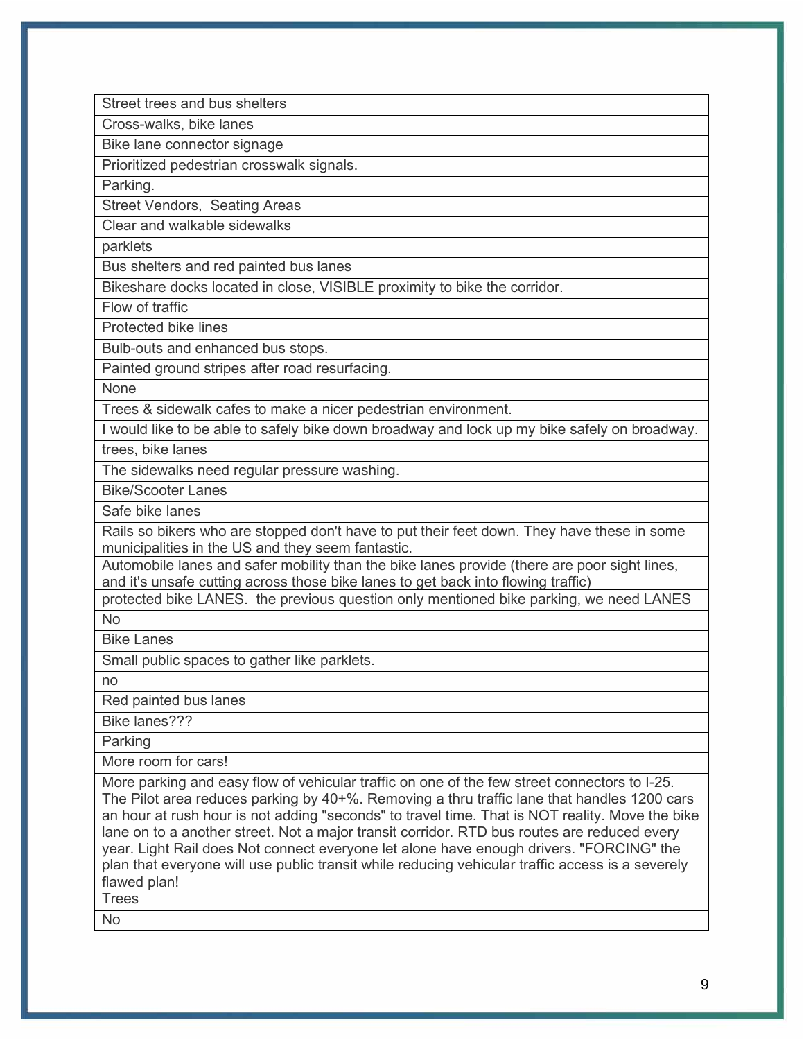| Street trees and bus shelters |
|---|
| Cross-walks, bike lanes |
| Bike lane connector signage |
| Prioritized pedestrian crosswalk signals. |
| Parking. |
| Street Vendors,  Seating Areas |
| Clear and walkable sidewalks |
| parklets |
| Bus shelters and red painted bus lanes |
| Bikeshare docks located in close, VISIBLE proximity to bike the corridor. |
| Flow of traffic |
| Protected bike lines |
| Bulb-outs and enhanced bus stops. |
| Painted ground stripes after road resurfacing. |
| None |
| Trees & sidewalk cafes to make a nicer pedestrian environment. |
| I would like to be able to safely bike down broadway and lock up my bike safely on broadway. |
| trees, bike lanes |
| The sidewalks need regular pressure washing. |
| Bike/Scooter Lanes |
| Safe bike lanes |
| Rails so bikers who are stopped don't have to put their feet down. They have these in some municipalities in the US and they seem fantastic. |
| Automobile lanes and safer mobility than the bike lanes provide (there are poor sight lines, and it's unsafe cutting across those bike lanes to get back into flowing traffic) |
| protected bike LANES.  the previous question only mentioned bike parking, we need LANES |
| No |
| Bike Lanes |
| Small public spaces to gather like parklets. |
| no |
| Red painted bus lanes |
| Bike lanes??? |
| Parking |
| More room for cars! |
| More parking and easy flow of vehicular traffic on one of the few street connectors to I-25. The Pilot area reduces parking by 40+%. Removing a thru traffic lane that handles 1200 cars an hour at rush hour is not adding "seconds" to travel time. That is NOT reality. Move the bike lane on to a another street. Not a major transit corridor. RTD bus routes are reduced every year. Light Rail does Not connect everyone let alone have enough drivers. "FORCING" the plan that everyone will use public transit while reducing vehicular traffic access is a severely flawed plan! |
| Trees |
| No |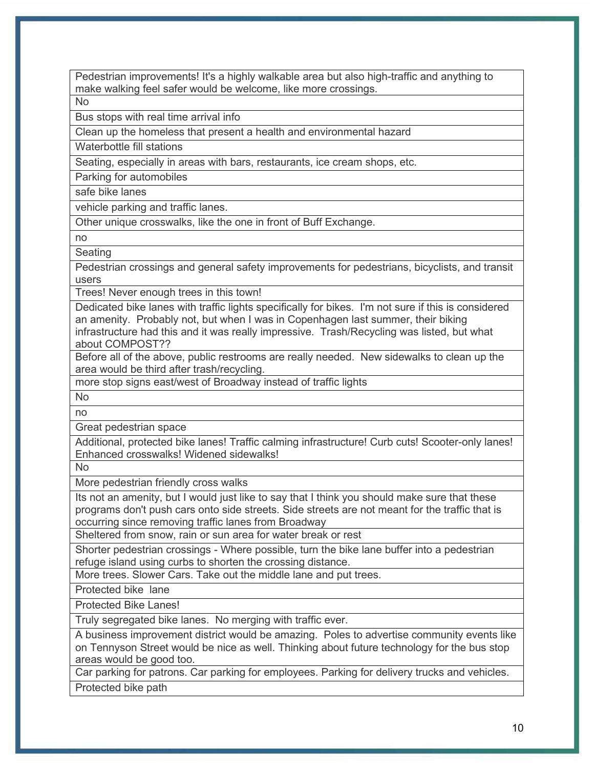| |
|---|
| Pedestrian improvements! It's a highly walkable area but also high-traffic and anything to make walking feel safer would be welcome, like more crossings. |
| No |
| Bus stops with real time arrival info |
| Clean up the homeless that present a health and environmental hazard |
| Waterbottle fill stations |
| Seating, especially in areas with bars, restaurants, ice cream shops, etc. |
| Parking for automobiles |
| safe bike lanes |
| vehicle parking and traffic lanes. |
| Other unique crosswalks, like the one in front of Buff Exchange. |
| no |
| Seating |
| Pedestrian crossings and general safety improvements for pedestrians, bicyclists, and transit users |
| Trees! Never enough trees in this town! |
| Dedicated bike lanes with traffic lights specifically for bikes. I'm not sure if this is considered an amenity. Probably not, but when I was in Copenhagen last summer, their biking infrastructure had this and it was really impressive. Trash/Recycling was listed, but what about COMPOST?? |
| Before all of the above, public restrooms are really needed. New sidewalks to clean up the area would be third after trash/recycling. |
| more stop signs east/west of Broadway instead of traffic lights |
| No |
| no |
| Great pedestrian space |
| Additional, protected bike lanes! Traffic calming infrastructure! Curb cuts! Scooter-only lanes! Enhanced crosswalks! Widened sidewalks! |
| No |
| More pedestrian friendly cross walks |
| Its not an amenity, but I would just like to say that I think you should make sure that these programs don't push cars onto side streets. Side streets are not meant for the traffic that is occurring since removing traffic lanes from Broadway |
| Sheltered from snow, rain or sun area for water break or rest |
| Shorter pedestrian crossings - Where possible, turn the bike lane buffer into a pedestrian refuge island using curbs to shorten the crossing distance. |
| More trees. Slower Cars. Take out the middle lane and put trees. |
| Protected bike lane |
| Protected Bike Lanes! |
| Truly segregated bike lanes. No merging with traffic ever. |
| A business improvement district would be amazing. Poles to advertise community events like on Tennyson Street would be nice as well. Thinking about future technology for the bus stop areas would be good too. |
| Car parking for patrons. Car parking for employees. Parking for delivery trucks and vehicles. |
| Protected bike path |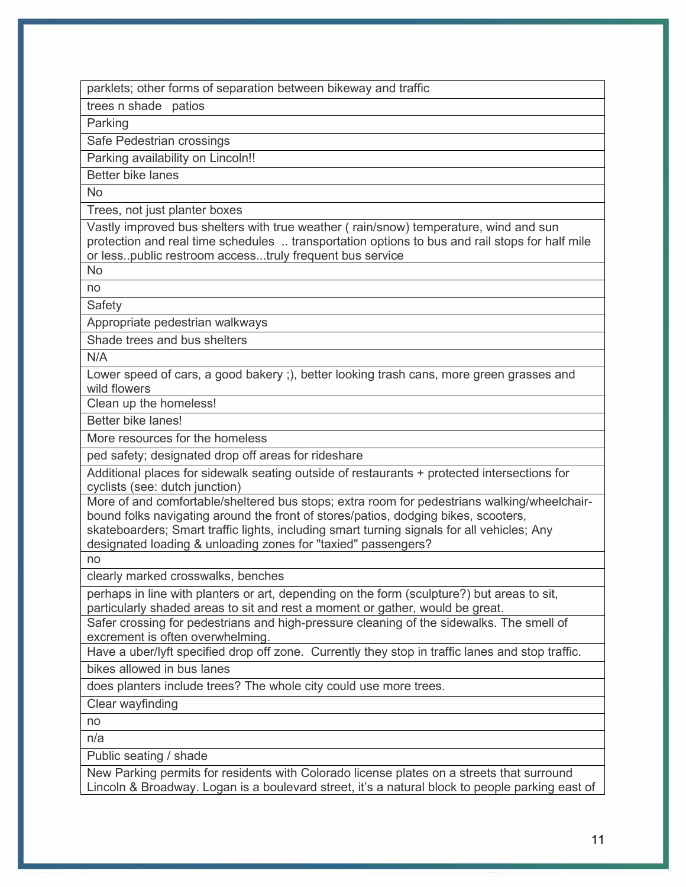| parklets; other forms of separation between bikeway and traffic |
|---|
| trees n shade   patios |
| Parking |
| Safe Pedestrian crossings |
| Parking availability on Lincoln!! |
| Better bike lanes |
| No |
| Trees, not just planter boxes |
| Vastly improved bus shelters with true weather ( rain/snow) temperature, wind and sun protection and real time schedules  .. transportation options to bus and rail stops for half mile or less..public restroom access...truly frequent bus service |
| No |
| no |
| Safety |
| Appropriate pedestrian walkways |
| Shade trees and bus shelters |
| N/A |
| Lower speed of cars, a good bakery ;), better looking trash cans, more green grasses and wild flowers |
| Clean up the homeless! |
| Better bike lanes! |
| More resources for the homeless |
| ped safety; designated drop off areas for rideshare |
| Additional places for sidewalk seating outside of restaurants + protected intersections for cyclists (see: dutch junction) |
| More of and comfortable/sheltered bus stops; extra room for pedestrians walking/wheelchair-bound folks navigating around the front of stores/patios, dodging bikes, scooters, skateboarders; Smart traffic lights, including smart turning signals for all vehicles; Any designated loading & unloading zones for "taxied" passengers? |
| no |
| clearly marked crosswalks, benches |
| perhaps in line with planters or art, depending on the form (sculpture?) but areas to sit, particularly shaded areas to sit and rest a moment or gather, would be great. |
| Safer crossing for pedestrians and high-pressure cleaning of the sidewalks. The smell of excrement is often overwhelming. |
| Have a uber/lyft specified drop off zone.  Currently they stop in traffic lanes and stop traffic. |
| bikes allowed in bus lanes |
| does planters include trees? The whole city could use more trees. |
| Clear wayfinding |
| no |
| n/a |
| Public seating / shade |
| New Parking permits for residents with Colorado license plates on a streets that surround Lincoln & Broadway. Logan is a boulevard street, it's a natural block to people parking east of |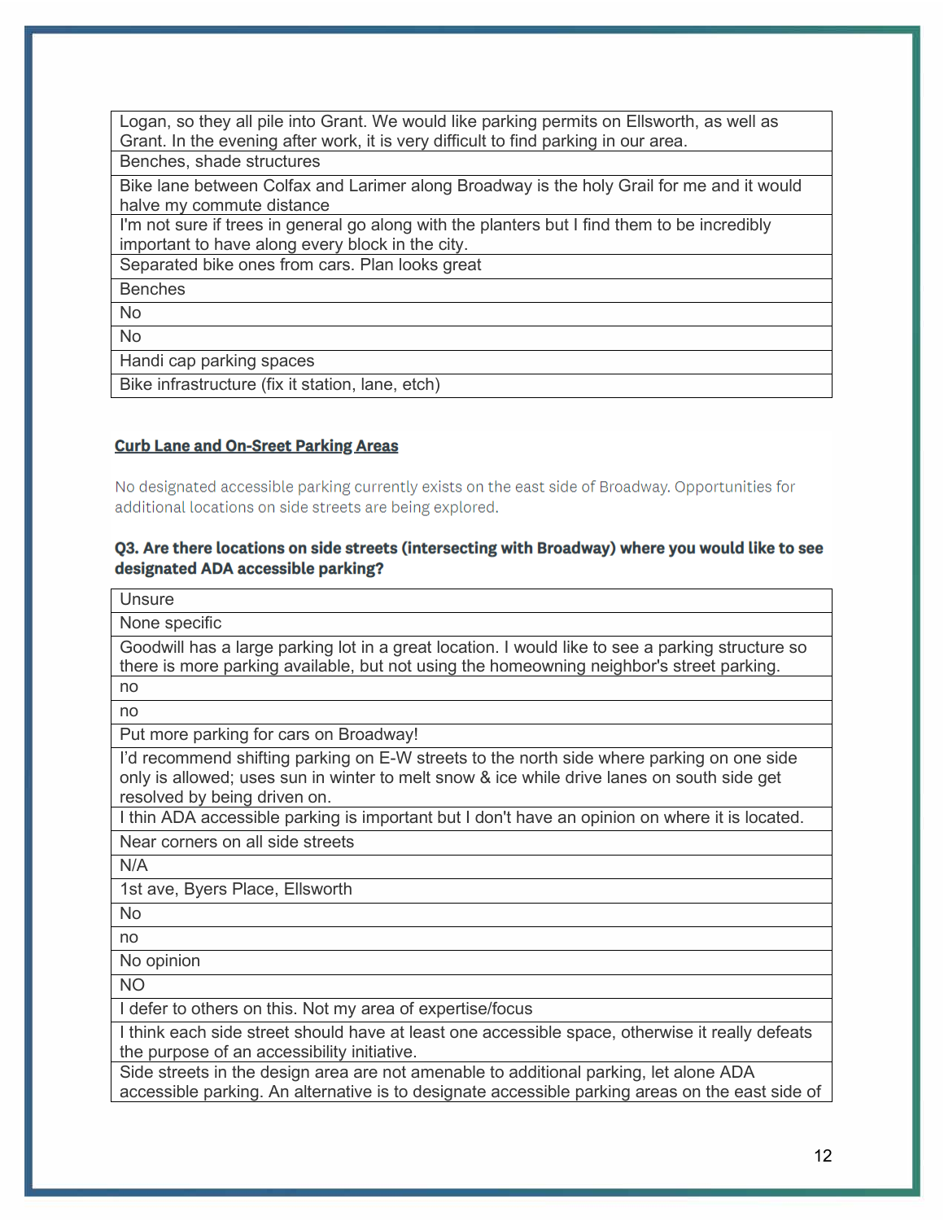| Logan, so they all pile into Grant. We would like parking permits on Ellsworth, as well as Grant. In the evening after work, it is very difficult to find parking in our area. |
|---|
| Benches, shade structures |
| Bike lane between Colfax and Larimer along Broadway is the holy Grail for me and it would halve my commute distance |
| I'm not sure if trees in general go along with the planters but I find them to be incredibly important to have along every block in the city. |
| Separated bike ones from cars. Plan looks great |
| Benches |
| No |
| No |
| Handi cap parking spaces |
| Bike infrastructure (fix it station, lane, etch) |

**Curb Lane and On-Sreet Parking Areas**

No designated accessible parking currently exists on the east side of Broadway. Opportunities for additional locations on side streets are being explored.

**Q3. Are there locations on side streets (intersecting with Broadway) where you would like to see designated ADA accessible parking?**

| Unsure |
|---|
| None specific |
| Goodwill has a large parking lot in a great location. I would like to see a parking structure so there is more parking available, but not using the homeowning neighbor's street parking. |
| no |
| no |
| Put more parking for cars on Broadway! |
| I'd recommend shifting parking on E-W streets to the north side where parking on one side only is allowed; uses sun in winter to melt snow & ice while drive lanes on south side get resolved by being driven on. |
| I thin ADA accessible parking is important but I don't have an opinion on where it is located. |
| Near corners on all side streets |
| N/A |
| 1st ave, Byers Place, Ellsworth |
| No |
| no |
| No opinion |
| NO |
| I defer to others on this. Not my area of expertise/focus |
| I think each side street should have at least one accessible space, otherwise it really defeats the purpose of an accessibility initiative. |
| Side streets in the design area are not amenable to additional parking, let alone ADA accessible parking. An alternative is to designate accessible parking areas on the east side of |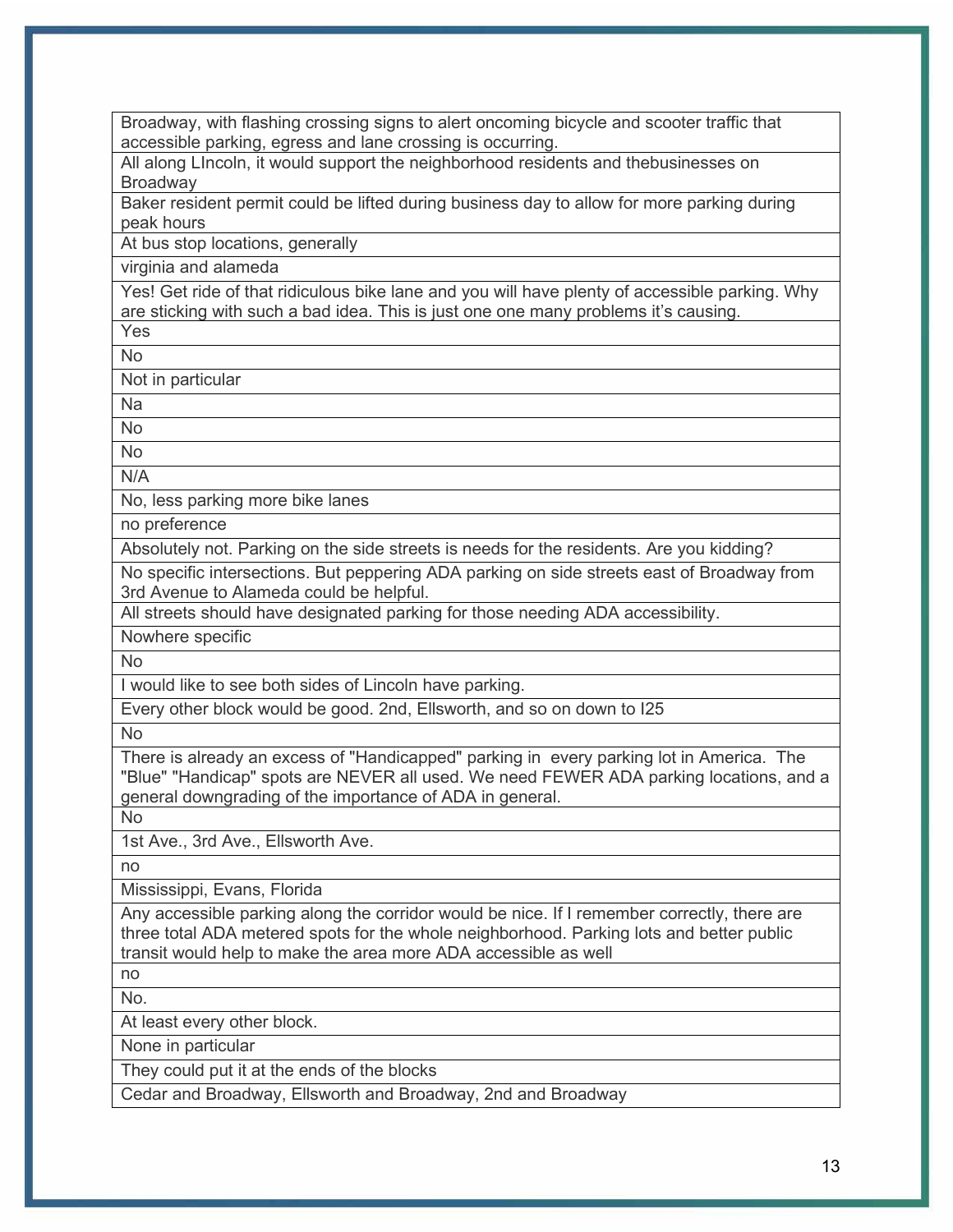| Broadway, with flashing crossing signs to alert oncoming bicycle and scooter traffic that accessible parking, egress and lane crossing is occurring. |
| --- |
| All along LIncoln, it would support the neighborhood residents and thebusinesses on Broadway |
| Baker resident permit could be lifted during business day to allow for more parking during peak hours |
| At bus stop locations, generally |
| virginia and alameda |
| Yes! Get ride of that ridiculous bike lane and you will have plenty of accessible parking. Why are sticking with such a bad idea. This is just one one many problems it's causing. |
| Yes |
| No |
| Not in particular |
| Na |
| No |
| No |
| N/A |
| No, less parking more bike lanes |
| no preference |
| Absolutely not. Parking on the side streets is needs for the residents. Are you kidding? |
| No specific intersections. But peppering ADA parking on side streets east of Broadway from 3rd Avenue to Alameda could be helpful. |
| All streets should have designated parking for those needing ADA accessibility. |
| Nowhere specific |
| No |
| I would like to see both sides of Lincoln have parking. |
| Every other block would be good. 2nd, Ellsworth, and so on down to I25 |
| No |
| There is already an excess of "Handicapped" parking in every parking lot in America. The "Blue" "Handicap" spots are NEVER all used. We need FEWER ADA parking locations, and a general downgrading of the importance of ADA in general. |
| No |
| 1st Ave., 3rd Ave., Ellsworth Ave. |
| no |
| Mississippi, Evans, Florida |
| Any accessible parking along the corridor would be nice. If I remember correctly, there are three total ADA metered spots for the whole neighborhood. Parking lots and better public transit would help to make the area more ADA accessible as well |
| no |
| No. |
| At least every other block. |
| None in particular |
| They could put it at the ends of the blocks |
| Cedar and Broadway, Ellsworth and Broadway, 2nd and Broadway |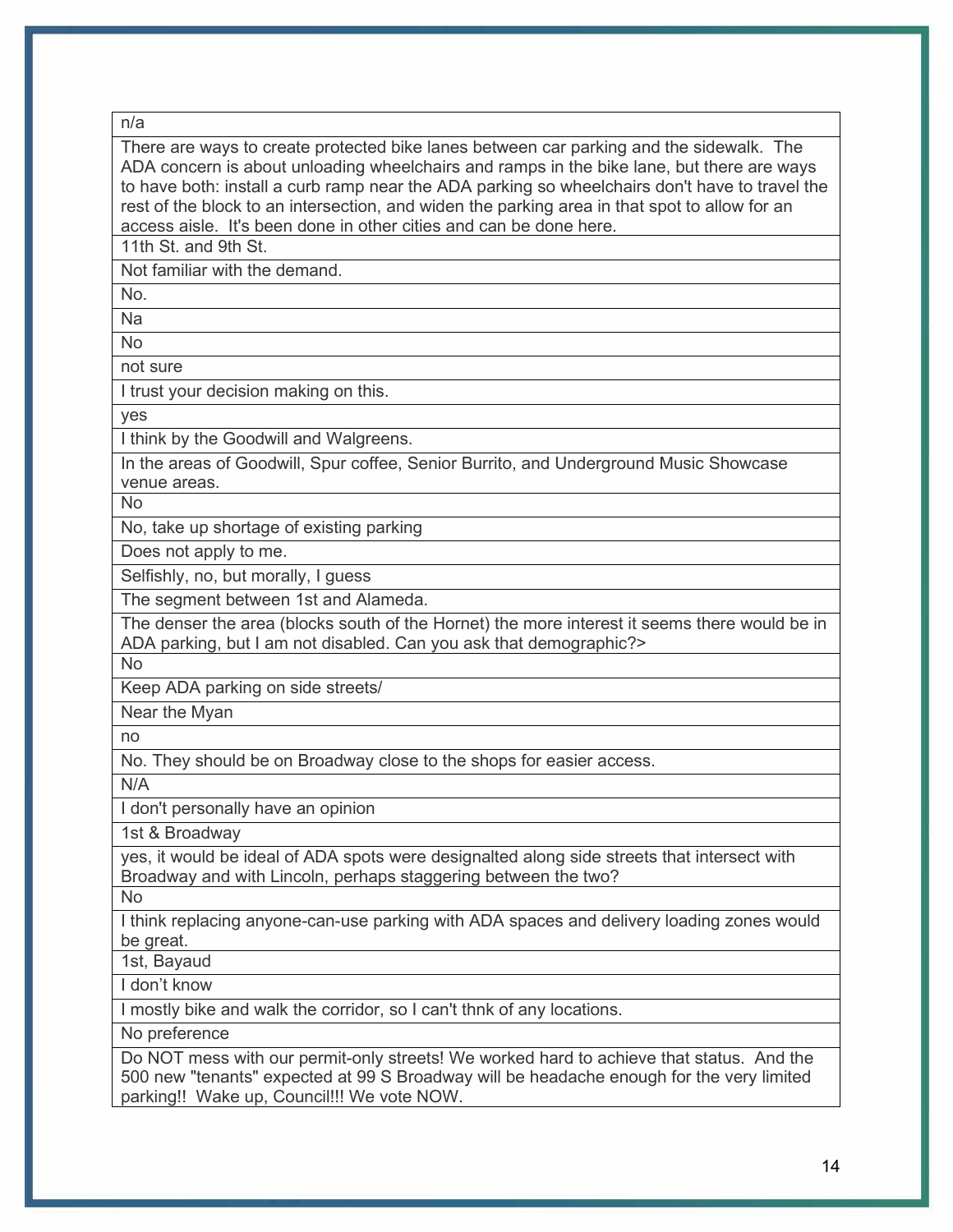| n/a |
|---|
| There are ways to create protected bike lanes between car parking and the sidewalk. The ADA concern is about unloading wheelchairs and ramps in the bike lane, but there are ways to have both: install a curb ramp near the ADA parking so wheelchairs don't have to travel the rest of the block to an intersection, and widen the parking area in that spot to allow for an access aisle. It's been done in other cities and can be done here. |
| 11th St. and 9th St. |
| Not familiar with the demand. |
| No. |
| Na |
| No |
| not sure |
| I trust your decision making on this. |
| yes |
| I think by the Goodwill and Walgreens. |
| In the areas of Goodwill, Spur coffee, Senior Burrito, and Underground Music Showcase venue areas. |
| No |
| No, take up shortage of existing parking |
| Does not apply to me. |
| Selfishly, no, but morally, I guess |
| The segment between 1st and Alameda. |
| The denser the area (blocks south of the Hornet) the more interest it seems there would be in ADA parking, but I am not disabled. Can you ask that demographic?> |
| No |
| Keep ADA parking on side streets/ |
| Near the Myan |
| no |
| No. They should be on Broadway close to the shops for easier access. |
| N/A |
| I don't personally have an opinion |
| 1st & Broadway |
| yes, it would be ideal of ADA spots were designalted along side streets that intersect with Broadway and with Lincoln, perhaps staggering between the two? |
| No |
| I think replacing anyone-can-use parking with ADA spaces and delivery loading zones would be great. |
| 1st, Bayaud |
| I don't know |
| I mostly bike and walk the corridor, so I can't thnk of any locations. |
| No preference |
| Do NOT mess with our permit-only streets! We worked hard to achieve that status. And the 500 new "tenants" expected at 99 S Broadway will be headache enough for the very limited parking!! Wake up, Council!!! We vote NOW. |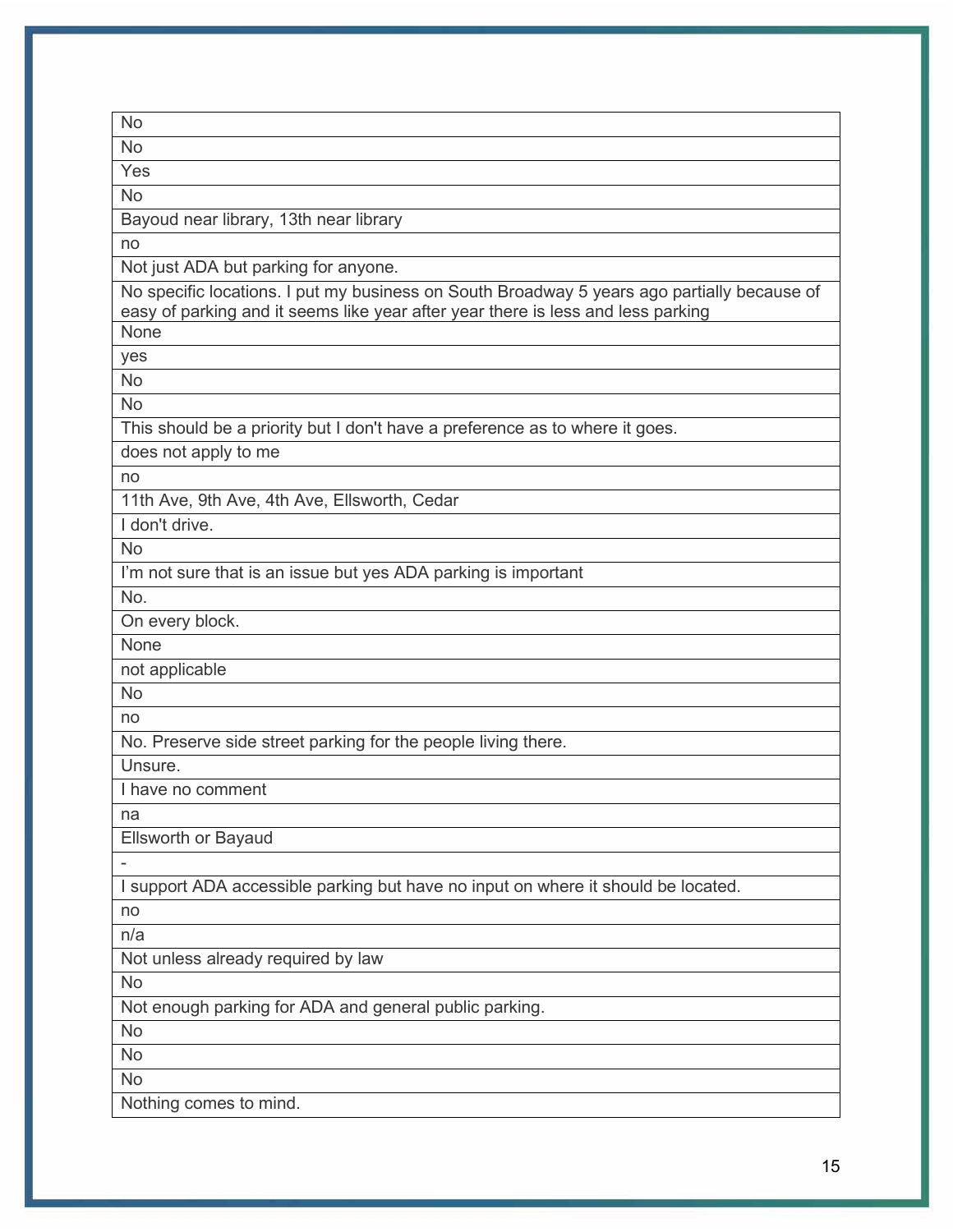| No |
|---|
| No |
| Yes |
| No |
| Bayoud near library, 13th near library |
| no |
| Not just ADA but parking for anyone. |
| No specific locations. I put my business on South Broadway 5 years ago partially because of easy of parking and it seems like year after year there is less and less parking |
| None |
| yes |
| No |
| No |
| This should be a priority but I don't have a preference as to where it goes. |
| does not apply to me |
| no |
| 11th Ave, 9th Ave, 4th Ave, Ellsworth, Cedar |
| I don't drive. |
| No |
| I'm not sure that is an issue but yes ADA parking is important |
| No. |
| On every block. |
| None |
| not applicable |
| No |
| no |
| No. Preserve side street parking for the people living there. |
| Unsure. |
| I have no comment |
| na |
| Ellsworth or Bayaud |
| - |
| I support ADA accessible parking but have no input on where it should be located. |
| no |
| n/a |
| Not unless already required by law |
| No |
| Not enough parking for ADA and general public parking. |
| No |
| No |
| No |
| Nothing comes to mind. |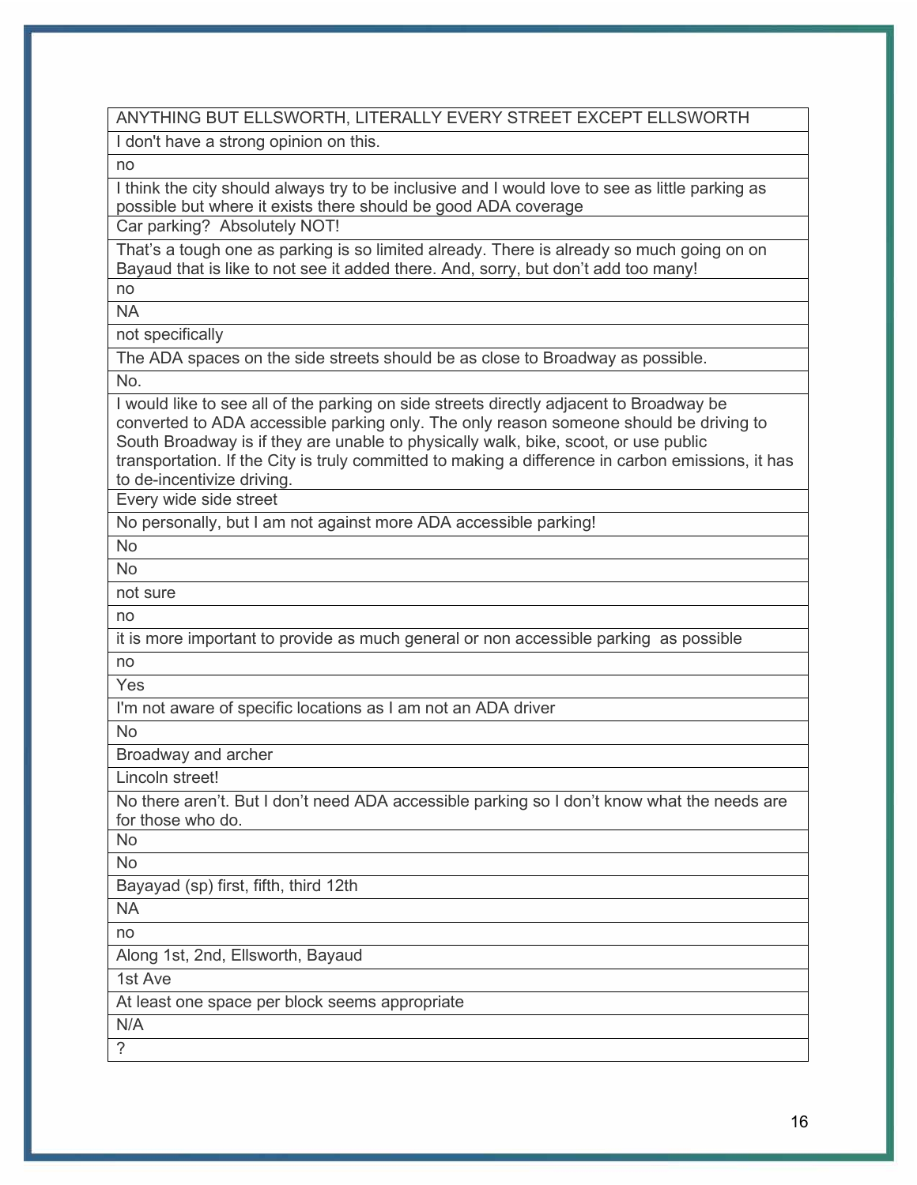| ANYTHING BUT ELLSWORTH, LITERALLY EVERY STREET EXCEPT ELLSWORTH |
|---|
| I don't have a strong opinion on this. |
| no |
| I think the city should always try to be inclusive and I would love to see as little parking as possible but where it exists there should be good ADA coverage |
| Car parking?  Absolutely NOT! |
| That’s a tough one as parking is so limited already. There is already so much going on on Bayaud that is like to not see it added there. And, sorry, but don’t add too many! |
| no |
| NA |
| not specifically |
| The ADA spaces on the side streets should be as close to Broadway as possible. |
| No. |
| I would like to see all of the parking on side streets directly adjacent to Broadway be converted to ADA accessible parking only. The only reason someone should be driving to South Broadway is if they are unable to physically walk, bike, scoot, or use public transportation. If the City is truly committed to making a difference in carbon emissions, it has to de-incentivize driving. |
| Every wide side street |
| No personally, but I am not against more ADA accessible parking! |
| No |
| No |
| not sure |
| no |
| it is more important to provide as much general or non accessible parking  as possible |
| no |
| Yes |
| I'm not aware of specific locations as I am not an ADA driver |
| No |
| Broadway and archer |
| Lincoln street! |
| No there aren’t. But I don’t need ADA accessible parking so I don’t know what the needs are for those who do. |
| No |
| No |
| Bayayad (sp) first, fifth, third 12th |
| NA |
| no |
| Along 1st, 2nd, Ellsworth, Bayaud |
| 1st Ave |
| At least one space per block seems appropriate |
| N/A |
| ? |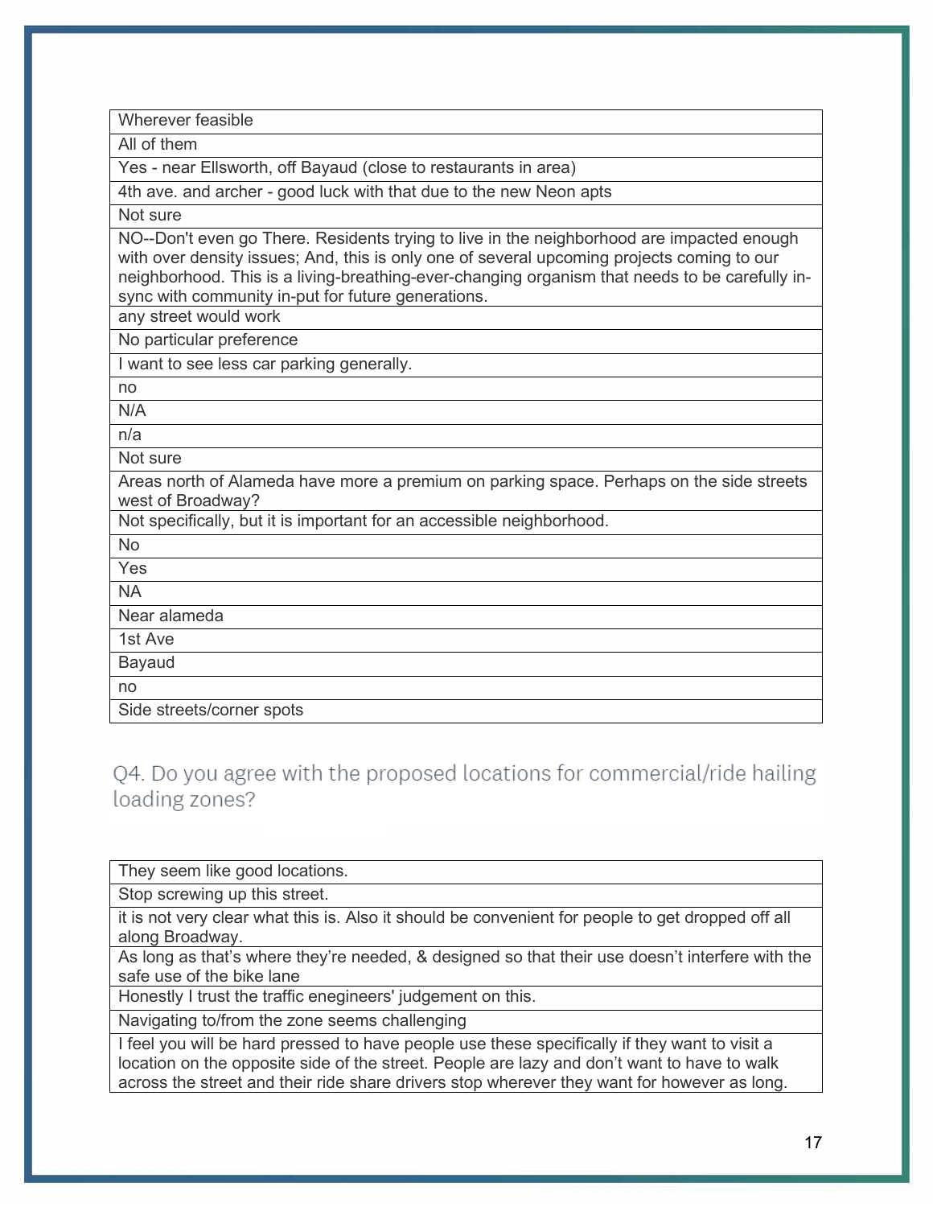| Wherever feasible |
|---|
| All of them |
| Yes - near Ellsworth, off Bayaud (close to restaurants in area) |
| 4th ave. and archer - good luck with that due to the new Neon apts |
| Not sure |
| NO--Don't even go There. Residents trying to live in the neighborhood are impacted enough with over density issues; And, this is only one of several upcoming projects coming to our neighborhood. This is a living-breathing-ever-changing organism that needs to be carefully in-sync with community in-put for future generations. |
| any street would work |
| No particular preference |
| I want to see less car parking generally. |
| no |
| N/A |
| n/a |
| Not sure |
| Areas north of Alameda have more a premium on parking space. Perhaps on the side streets west of Broadway? |
| Not specifically, but it is important for an accessible neighborhood. |
| No |
| Yes |
| NA |
| Near alameda |
| 1st Ave |
| Bayaud |
| no |
| Side streets/corner spots |

## Q4. Do you agree with the proposed locations for commercial/ride hailing loading zones?

| They seem like good locations. |
|---|
| Stop screwing up this street. |
| it is not very clear what this is. Also it should be convenient for people to get dropped off all along Broadway. |
| As long as that's where they're needed, & designed so that their use doesn't interfere with the safe use of the bike lane |
| Honestly I trust the traffic enegineers' judgement on this. |
| Navigating to/from the zone seems challenging |
| I feel you will be hard pressed to have people use these specifically if they want to visit a location on the opposite side of the street. People are lazy and don't want to have to walk across the street and their ride share drivers stop wherever they want for however as long. |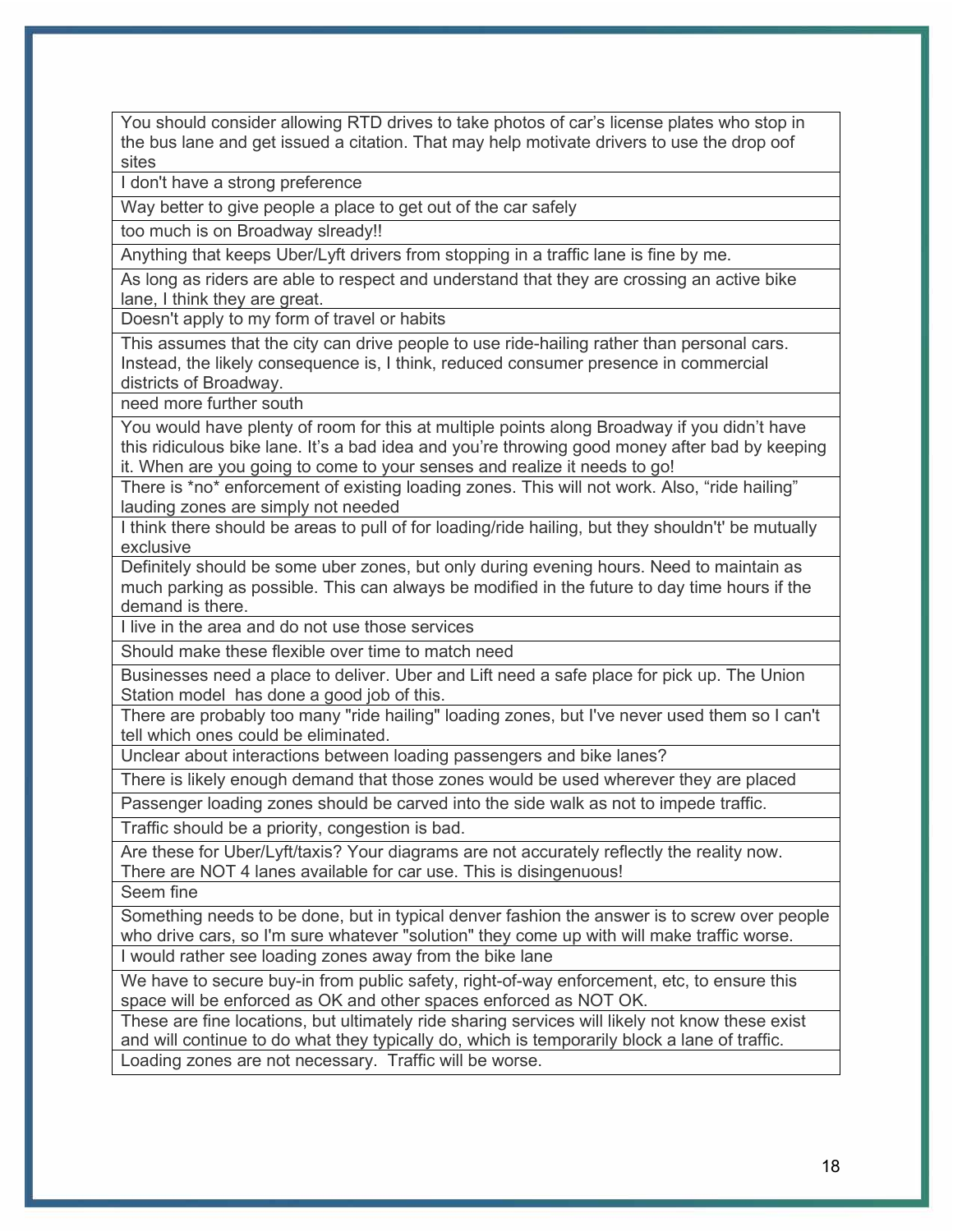| |
|---|
| You should consider allowing RTD drives to take photos of car's license plates who stop in the bus lane and get issued a citation. That may help motivate drivers to use the drop oof sites |
| I don't have a strong preference |
| Way better to give people a place to get out of the car safely |
| too much is on Broadway slready!! |
| Anything that keeps Uber/Lyft drivers from stopping in a traffic lane is fine by me. |
| As long as riders are able to respect and understand that they are crossing an active bike lane, I think they are great. |
| Doesn't apply to my form of travel or habits |
| This assumes that the city can drive people to use ride-hailing rather than personal cars. Instead, the likely consequence is, I think, reduced consumer presence in commercial districts of Broadway. |
| need more further south |
| You would have plenty of room for this at multiple points along Broadway if you didn't have this ridiculous bike lane. It's a bad idea and you're throwing good money after bad by keeping it. When are you going to come to your senses and realize it needs to go! |
| There is *no* enforcement of existing loading zones. This will not work. Also, "ride hailing" lauding zones are simply not needed |
| I think there should be areas to pull of for loading/ride hailing, but they shouldn't't' be mutually exclusive |
| Definitely should be some uber zones, but only during evening hours. Need to maintain as much parking as possible. This can always be modified in the future to day time hours if the demand is there. |
| I live in the area and do not use those services |
| Should make these flexible over time to match need |
| Businesses need a place to deliver. Uber and Lift need a safe place for pick up. The Union Station model has done a good job of this. |
| There are probably too many "ride hailing" loading zones, but I've never used them so I can't tell which ones could be eliminated. |
| Unclear about interactions between loading passengers and bike lanes? |
| There is likely enough demand that those zones would be used wherever they are placed |
| Passenger loading zones should be carved into the side walk as not to impede traffic. |
| Traffic should be a priority, congestion is bad. |
| Are these for Uber/Lyft/taxis? Your diagrams are not accurately reflectly the reality now. There are NOT 4 lanes available for car use. This is disingenuous! |
| Seem fine |
| Something needs to be done, but in typical denver fashion the answer is to screw over people who drive cars, so I'm sure whatever "solution" they come up with will make traffic worse. |
| I would rather see loading zones away from the bike lane |
| We have to secure buy-in from public safety, right-of-way enforcement, etc, to ensure this space will be enforced as OK and other spaces enforced as NOT OK. |
| These are fine locations, but ultimately ride sharing services will likely not know these exist and will continue to do what they typically do, which is temporarily block a lane of traffic. |
| Loading zones are not necessary. Traffic will be worse. |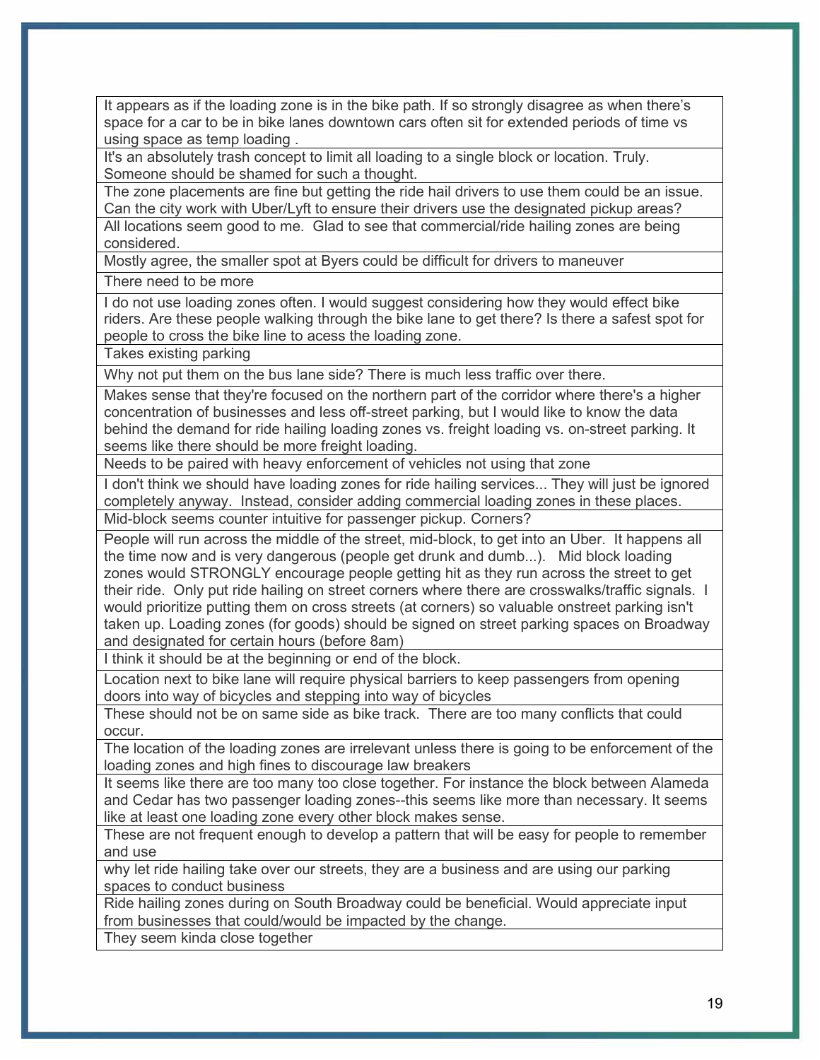| |
|---|
| It appears as if the loading zone is in the bike path. If so strongly disagree as when there's space for a car to be in bike lanes downtown cars often sit for extended periods of time vs using space as temp loading . |
| It's an absolutely trash concept to limit all loading to a single block or location. Truly. Someone should be shamed for such a thought. |
| The zone placements are fine but getting the ride hail drivers to use them could be an issue. Can the city work with Uber/Lyft to ensure their drivers use the designated pickup areas? |
| All locations seem good to me. Glad to see that commercial/ride hailing zones are being considered. |
| Mostly agree, the smaller spot at Byers could be difficult for drivers to maneuver |
| There need to be more |
| I do not use loading zones often. I would suggest considering how they would effect bike riders. Are these people walking through the bike lane to get there? Is there a safest spot for people to cross the bike line to acess the loading zone. |
| Takes existing parking |
| Why not put them on the bus lane side? There is much less traffic over there. |
| Makes sense that they're focused on the northern part of the corridor where there's a higher concentration of businesses and less off-street parking, but I would like to know the data behind the demand for ride hailing loading zones vs. freight loading vs. on-street parking. It seems like there should be more freight loading. |
| Needs to be paired with heavy enforcement of vehicles not using that zone |
| I don't think we should have loading zones for ride hailing services... They will just be ignored completely anyway. Instead, consider adding commercial loading zones in these places. |
| Mid-block seems counter intuitive for passenger pickup. Corners? |
| People will run across the middle of the street, mid-block, to get into an Uber. It happens all the time now and is very dangerous (people get drunk and dumb...). Mid block loading zones would STRONGLY encourage people getting hit as they run across the street to get their ride. Only put ride hailing on street corners where there are crosswalks/traffic signals. I would prioritize putting them on cross streets (at corners) so valuable onstreet parking isn't taken up. Loading zones (for goods) should be signed on street parking spaces on Broadway and designated for certain hours (before 8am) |
| I think it should be at the beginning or end of the block. |
| Location next to bike lane will require physical barriers to keep passengers from opening doors into way of bicycles and stepping into way of bicycles |
| These should not be on same side as bike track. There are too many conflicts that could occur. |
| The location of the loading zones are irrelevant unless there is going to be enforcement of the loading zones and high fines to discourage law breakers |
| It seems like there are too many too close together. For instance the block between Alameda and Cedar has two passenger loading zones--this seems like more than necessary. It seems like at least one loading zone every other block makes sense. |
| These are not frequent enough to develop a pattern that will be easy for people to remember and use |
| why let ride hailing take over our streets, they are a business and are using our parking spaces to conduct business |
| Ride hailing zones during on South Broadway could be beneficial. Would appreciate input from businesses that could/would be impacted by the change. |
| They seem kinda close together |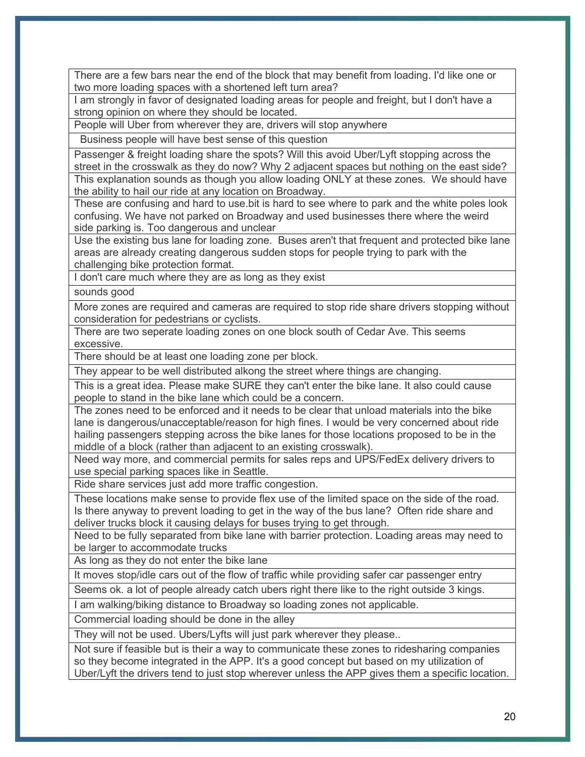| There are a few bars near the end of the block that may benefit from loading. I'd like one or two more loading spaces with a shortened left turn area? |
|---|
| I am strongly in favor of designated loading areas for people and freight, but I don't have a strong opinion on where they should be located. |
| People will Uber from wherever they are, drivers will stop anywhere |
| Business people will have best sense of this question |
| Passenger & freight loading share the spots? Will this avoid Uber/Lyft stopping across the street in the crosswalk as they do now? Why 2 adjacent spaces but nothing on the east side? |
| This explanation sounds as though you allow loading ONLY at these zones. We should have the ability to hail our ride at any location on Broadway. |
| These are confusing and hard to use.bit is hard to see where to park and the white poles look confusing. We have not parked on Broadway and used businesses there where the weird side parking is. Too dangerous and unclear |
| Use the existing bus lane for loading zone. Buses aren't that frequent and protected bike lane areas are already creating dangerous sudden stops for people trying to park with the challenging bike protection format. |
| I don't care much where they are as long as they exist |
| sounds good |
| More zones are required and cameras are required to stop ride share drivers stopping without consideration for pedestrians or cyclists. |
| There are two seperate loading zones on one block south of Cedar Ave. This seems excessive. |
| There should be at least one loading zone per block. |
| They appear to be well distributed alkong the street where things are changing. |
| This is a great idea. Please make SURE they can't enter the bike lane. It also could cause people to stand in the bike lane which could be a concern. |
| The zones need to be enforced and it needs to be clear that unload materials into the bike lane is dangerous/unacceptable/reason for high fines. I would be very concerned about ride hailing passengers stepping across the bike lanes for those locations proposed to be in the middle of a block (rather than adjacent to an existing crosswalk). |
| Need way more, and commercial permits for sales reps and UPS/FedEx delivery drivers to use special parking spaces like in Seattle. |
| Ride share services just add more traffic congestion. |
| These locations make sense to provide flex use of the limited space on the side of the road. Is there anyway to prevent loading to get in the way of the bus lane? Often ride share and deliver trucks block it causing delays for buses trying to get through. |
| Need to be fully separated from bike lane with barrier protection. Loading areas may need to be larger to accommodate trucks |
| As long as they do not enter the bike lane |
| It moves stop/idle cars out of the flow of traffic while providing safer car passenger entry |
| Seems ok. a lot of people already catch ubers right there like to the right outside 3 kings. |
| I am walking/biking distance to Broadway so loading zones not applicable. |
| Commercial loading should be done in the alley |
| They will not be used. Ubers/Lyfts will just park wherever they please.. |
| Not sure if feasible but is their a way to communicate these zones to ridesharing companies so they become integrated in the APP. It's a good concept but based on my utilization of Uber/Lyft the drivers tend to just stop wherever unless the APP gives them a specific location. |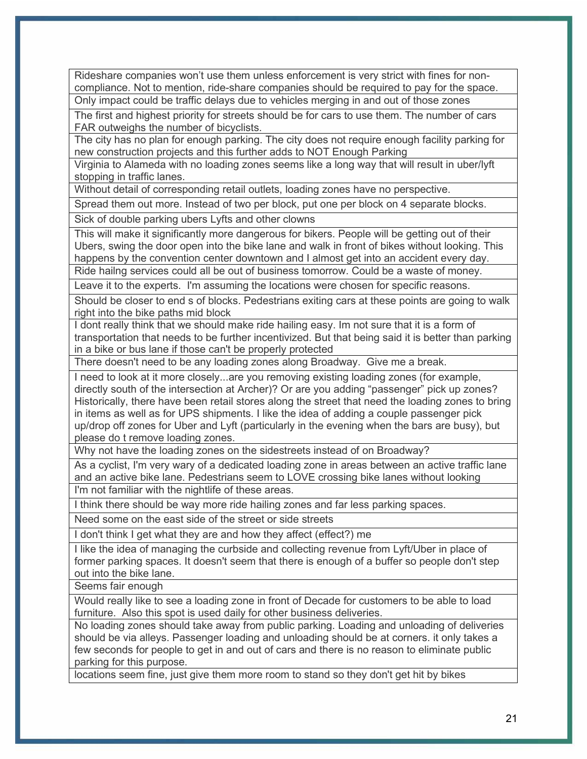| |
|---|
| Rideshare companies won't use them unless enforcement is very strict with fines for non-compliance. Not to mention, ride-share companies should be required to pay for the space. |
| Only impact could be traffic delays due to vehicles merging in and out of those zones |
| The first and highest priority for streets should be for cars to use them. The number of cars FAR outweighs the number of bicyclists. |
| The city has no plan for enough parking. The city does not require enough facility parking for new construction projects and this further adds to NOT Enough Parking |
| Virginia to Alameda with no loading zones seems like a long way that will result in uber/lyft stopping in traffic lanes. |
| Without detail of corresponding retail outlets, loading zones have no perspective. |
| Spread them out more. Instead of two per block, put one per block on 4 separate blocks. |
| Sick of double parking ubers Lyfts and other clowns |
| This will make it significantly more dangerous for bikers. People will be getting out of their Ubers, swing the door open into the bike lane and walk in front of bikes without looking. This happens by the convention center downtown and I almost get into an accident every day. |
| Ride hailng services could all be out of business tomorrow. Could be a waste of money. |
| Leave it to the experts. I'm assuming the locations were chosen for specific reasons. |
| Should be closer to end s of blocks. Pedestrians exiting cars at these points are going to walk right into the bike paths mid block |
| I dont really think that we should make ride hailing easy. Im not sure that it is a form of transportation that needs to be further incentivized. But that being said it is better than parking in a bike or bus lane if those can't be properly protected |
| There doesn't need to be any loading zones along Broadway. Give me a break. |
| I need to look at it more closely...are you removing existing loading zones (for example, directly south of the intersection at Archer)? Or are you adding "passenger" pick up zones? Historically, there have been retail stores along the street that need the loading zones to bring in items as well as for UPS shipments. I like the idea of adding a couple passenger pick up/drop off zones for Uber and Lyft (particularly in the evening when the bars are busy), but please do t remove loading zones. |
| Why not have the loading zones on the sidestreets instead of on Broadway? |
| As a cyclist, I'm very wary of a dedicated loading zone in areas between an active traffic lane and an active bike lane. Pedestrians seem to LOVE crossing bike lanes without looking |
| I'm not familiar with the nightlife of these areas. |
| I think there should be way more ride hailing zones and far less parking spaces. |
| Need some on the east side of the street or side streets |
| I don't think I get what they are and how they affect (effect?) me |
| I like the idea of managing the curbside and collecting revenue from Lyft/Uber in place of former parking spaces. It doesn't seem that there is enough of a buffer so people don't step out into the bike lane. |
| Seems fair enough |
| Would really like to see a loading zone in front of Decade for customers to be able to load furniture. Also this spot is used daily for other business deliveries. |
| No loading zones should take away from public parking. Loading and unloading of deliveries should be via alleys. Passenger loading and unloading should be at corners. it only takes a few seconds for people to get in and out of cars and there is no reason to eliminate public parking for this purpose. |
| locations seem fine, just give them more room to stand so they don't get hit by bikes |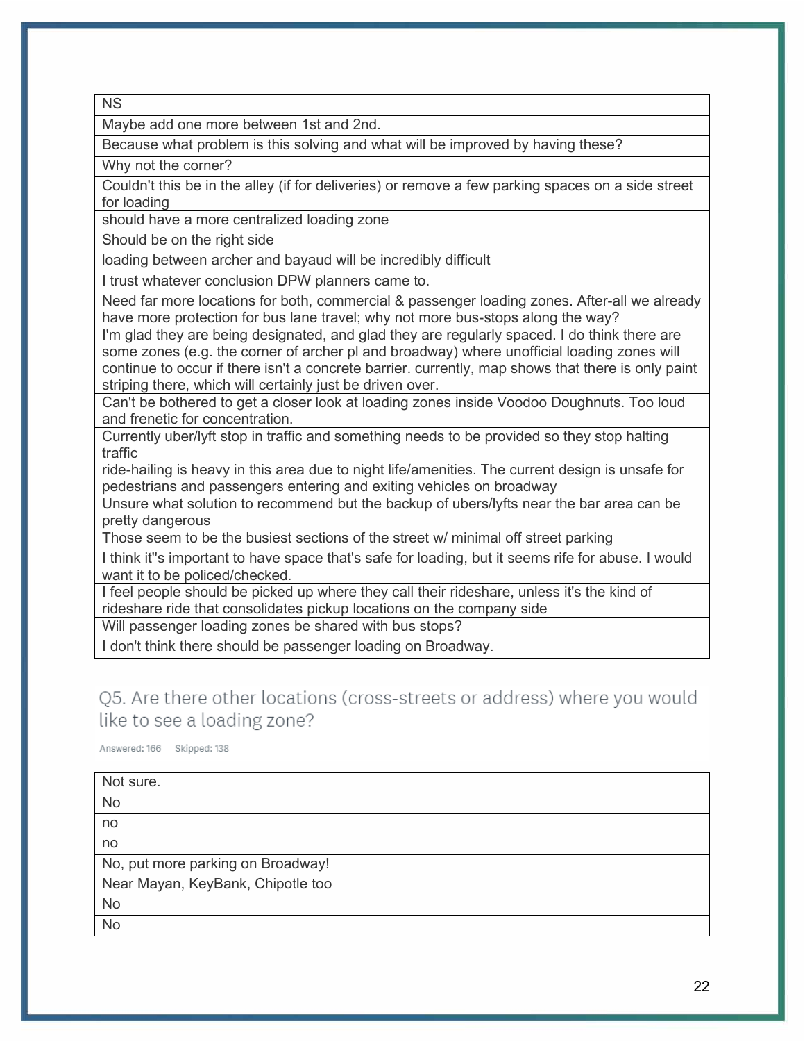| NS |
|---|
| Maybe add one more between 1st and 2nd. |
| Because what problem is this solving and what will be improved by having these? |
| Why not the corner? |
| Couldn't this be in the alley (if for deliveries) or remove a few parking spaces on a side street for loading |
| should have a more centralized loading zone |
| Should be on the right side |
| loading between archer and bayaud will be incredibly difficult |
| I trust whatever conclusion DPW planners came to. |
| Need far more locations for both, commercial & passenger loading zones. After-all we already have more protection for bus lane travel; why not more bus-stops along the way? |
| I'm glad they are being designated, and glad they are regularly spaced. I do think there are some zones (e.g. the corner of archer pl and broadway) where unofficial loading zones will continue to occur if there isn't a concrete barrier. currently, map shows that there is only paint striping there, which will certainly just be driven over. |
| Can't be bothered to get a closer look at loading zones inside Voodoo Doughnuts. Too loud and frenetic for concentration. |
| Currently uber/lyft stop in traffic and something needs to be provided so they stop halting traffic |
| ride-hailing is heavy in this area due to night life/amenities. The current design is unsafe for pedestrians and passengers entering and exiting vehicles on broadway |
| Unsure what solution to recommend but the backup of ubers/lyfts near the bar area can be pretty dangerous |
| Those seem to be the busiest sections of the street w/ minimal off street parking |
| I think it''s important to have space that's safe for loading, but it seems rife for abuse. I would want it to be policed/checked. |
| I feel people should be picked up where they call their rideshare, unless it's the kind of rideshare ride that consolidates pickup locations on the company side |
| Will passenger loading zones be shared with bus stops? |
| I don't think there should be passenger loading on Broadway. |

## Q5. Are there other locations (cross-streets or address) where you would like to see a loading zone?

Answered: 166 Skipped: 138

| Not sure. |
|---|
| No |
| no |
| no |
| No, put more parking on Broadway! |
| Near Mayan, KeyBank, Chipotle too |
| No |
| No |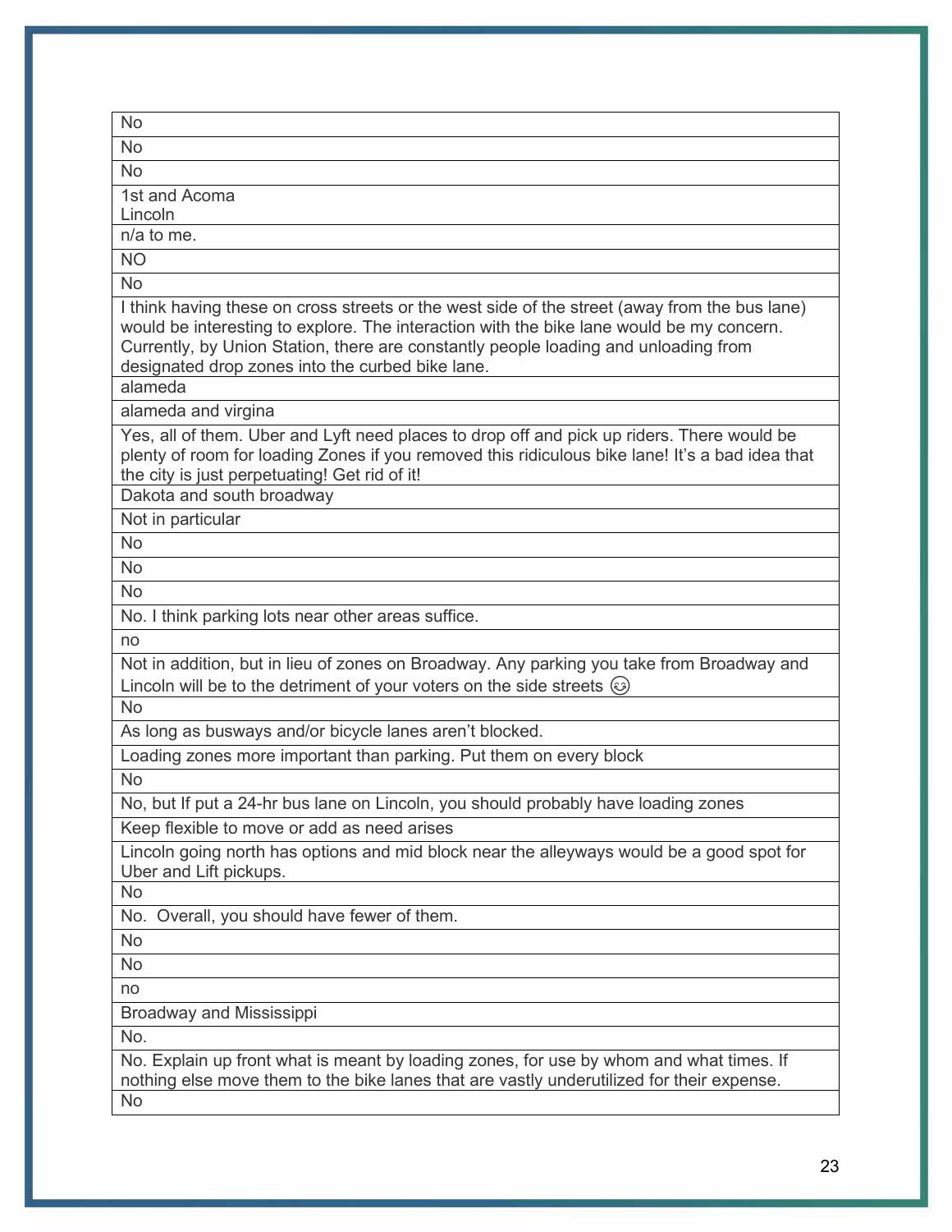| No |
|---|
| No |
| No |
| 1st and Acoma<br>Lincoln |
| n/a to me. |
| NO |
| No |
| I think having these on cross streets or the west side of the street (away from the bus lane) would be interesting to explore. The interaction with the bike lane would be my concern. Currently, by Union Station, there are constantly people loading and unloading from designated drop zones into the curbed bike lane. |
| alameda |
| alameda and virgina |
| Yes, all of them. Uber and Lyft need places to drop off and pick up riders. There would be plenty of room for loading Zones if you removed this ridiculous bike lane! It's a bad idea that the city is just perpetuating! Get rid of it! |
| Dakota and south broadway |
| Not in particular |
| No |
| No |
| No |
| No. I think parking lots near other areas suffice. |
| no |
| Not in addition, but in lieu of zones on Broadway. Any parking you take from Broadway and Lincoln will be to the detriment of your voters on the side streets 😉 |
| No |
| As long as busways and/or bicycle lanes aren't blocked. |
| Loading zones more important than parking. Put them on every block |
| No |
| No, but If put a 24-hr bus lane on Lincoln, you should probably have loading zones |
| Keep flexible to move or add as need arises |
| Lincoln going north has options and mid block near the alleyways would be a good spot for Uber and Lift pickups. |
| No |
| No. Overall, you should have fewer of them. |
| No |
| No |
| no |
| Broadway and Mississippi |
| No. |
| No. Explain up front what is meant by loading zones, for use by whom and what times. If nothing else move them to the bike lanes that are vastly underutilized for their expense. |
| No |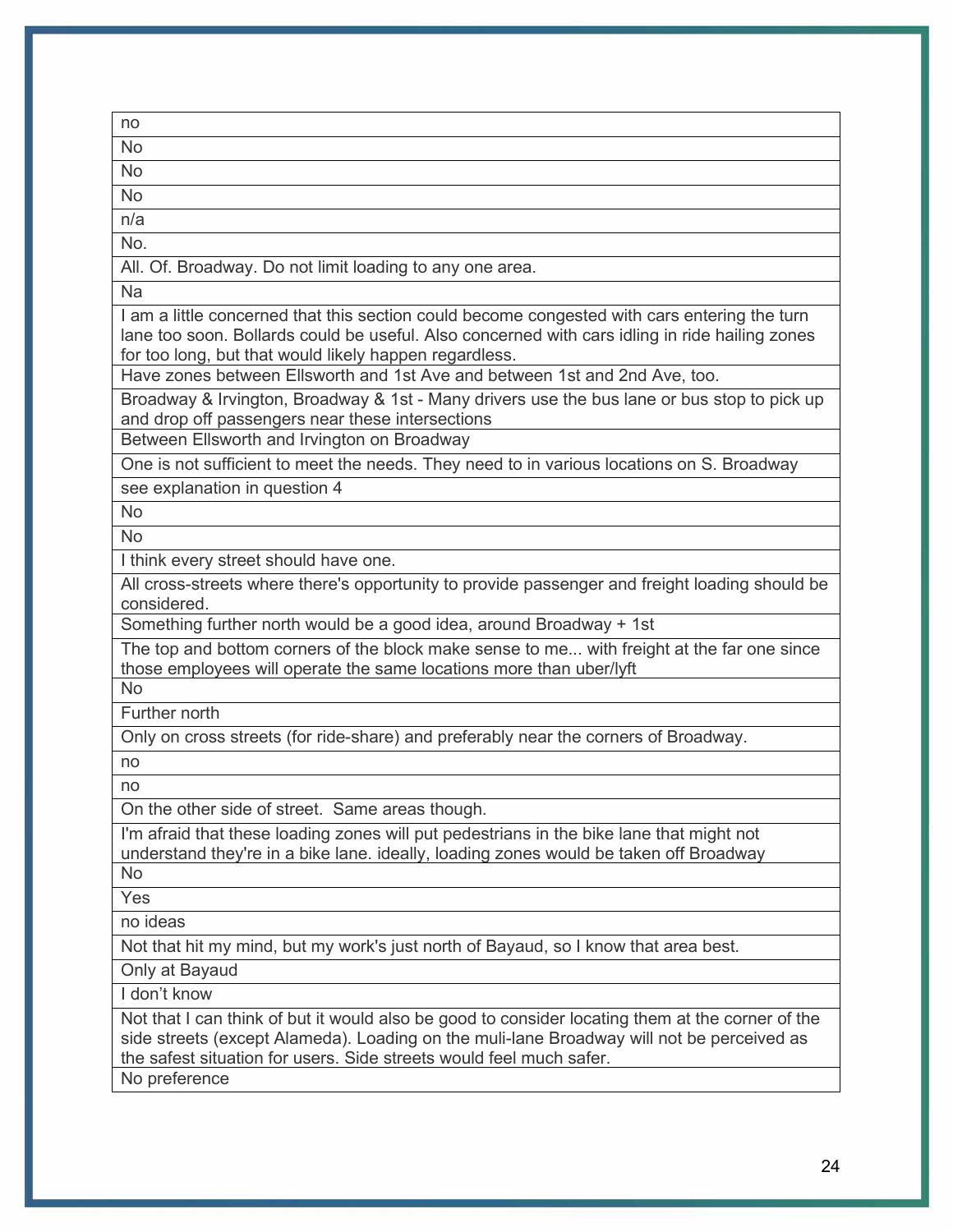| no |
|---|
| No |
| No |
| No |
| n/a |
| No. |
| All. Of. Broadway. Do not limit loading to any one area. |
| Na |
| I am a little concerned that this section could become congested with cars entering the turn lane too soon. Bollards could be useful. Also concerned with cars idling in ride hailing zones for too long, but that would likely happen regardless. |
| Have zones between Ellsworth and 1st Ave and between 1st and 2nd Ave, too. |
| Broadway & Irvington, Broadway & 1st - Many drivers use the bus lane or bus stop to pick up and drop off passengers near these intersections |
| Between Ellsworth and Irvington on Broadway |
| One is not sufficient to meet the needs. They need to in various locations on S. Broadway |
| see explanation in question 4 |
| No |
| No |
| I think every street should have one. |
| All cross-streets where there's opportunity to provide passenger and freight loading should be considered. |
| Something further north would be a good idea, around Broadway + 1st |
| The top and bottom corners of the block make sense to me... with freight at the far one since those employees will operate the same locations more than uber/lyft |
| No |
| Further north |
| Only on cross streets (for ride-share) and preferably near the corners of Broadway. |
| no |
| no |
| On the other side of street.  Same areas though. |
| I'm afraid that these loading zones will put pedestrians in the bike lane that might not understand they're in a bike lane. ideally, loading zones would be taken off Broadway |
| No |
| Yes |
| no ideas |
| Not that hit my mind, but my work's just north of Bayaud, so I know that area best. |
| Only at Bayaud |
| I don't know |
| Not that I can think of but it would also be good to consider locating them at the corner of the side streets (except Alameda). Loading on the muli-lane Broadway will not be perceived as the safest situation for users. Side streets would feel much safer. |
| No preference |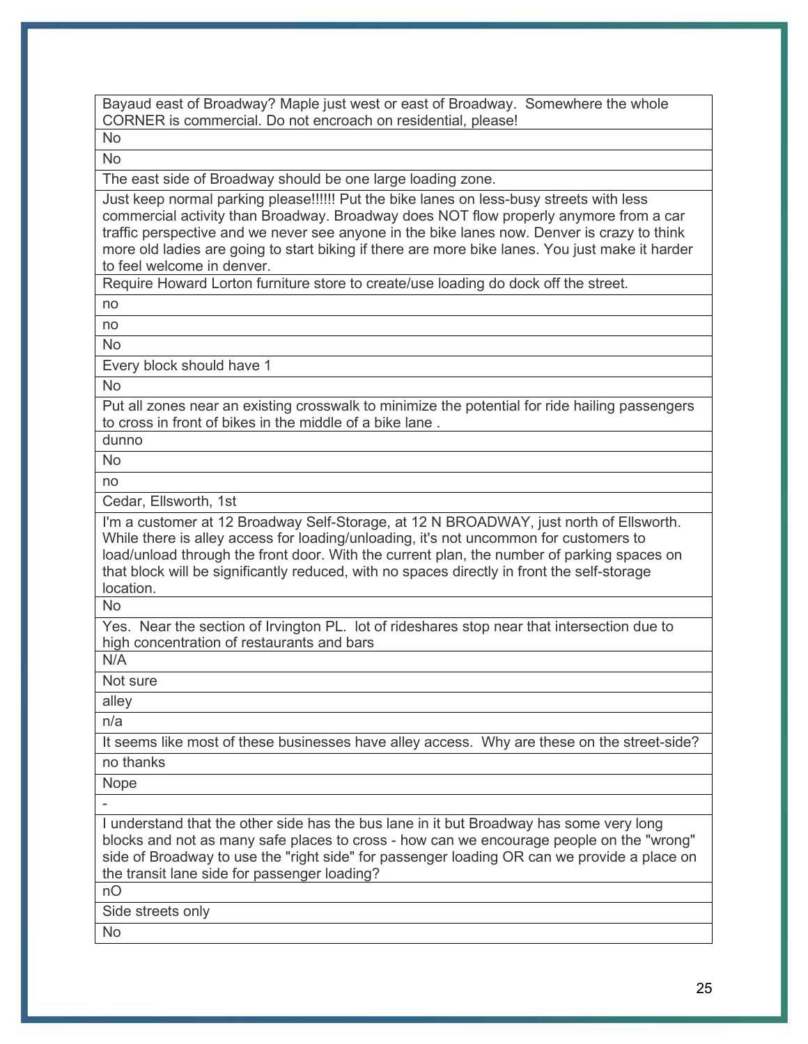| |
|---|
| Bayaud east of Broadway? Maple just west or east of Broadway. Somewhere the whole CORNER is commercial. Do not encroach on residential, please! |
| No |
| No |
| The east side of Broadway should be one large loading zone. |
| Just keep normal parking please!!!!!! Put the bike lanes on less-busy streets with less commercial activity than Broadway. Broadway does NOT flow properly anymore from a car traffic perspective and we never see anyone in the bike lanes now. Denver is crazy to think more old ladies are going to start biking if there are more bike lanes. You just make it harder to feel welcome in denver. |
| Require Howard Lorton furniture store to create/use loading do dock off the street. |
| no |
| no |
| No |
| Every block should have 1 |
| No |
| Put all zones near an existing crosswalk to minimize the potential for ride hailing passengers to cross in front of bikes in the middle of a bike lane . |
| dunno |
| No |
| no |
| Cedar, Ellsworth, 1st |
| I'm a customer at 12 Broadway Self-Storage, at 12 N BROADWAY, just north of Ellsworth. While there is alley access for loading/unloading, it's not uncommon for customers to load/unload through the front door. With the current plan, the number of parking spaces on that block will be significantly reduced, with no spaces directly in front the self-storage location. |
| No |
| Yes. Near the section of Irvington PL. lot of rideshares stop near that intersection due to high concentration of restaurants and bars |
| N/A |
| Not sure |
| alley |
| n/a |
| It seems like most of these businesses have alley access. Why are these on the street-side? |
| no thanks |
| Nope |
| - |
| I understand that the other side has the bus lane in it but Broadway has some very long blocks and not as many safe places to cross - how can we encourage people on the "wrong" side of Broadway to use the "right side" for passenger loading OR can we provide a place on the transit lane side for passenger loading? |
| nO |
| Side streets only |
| No |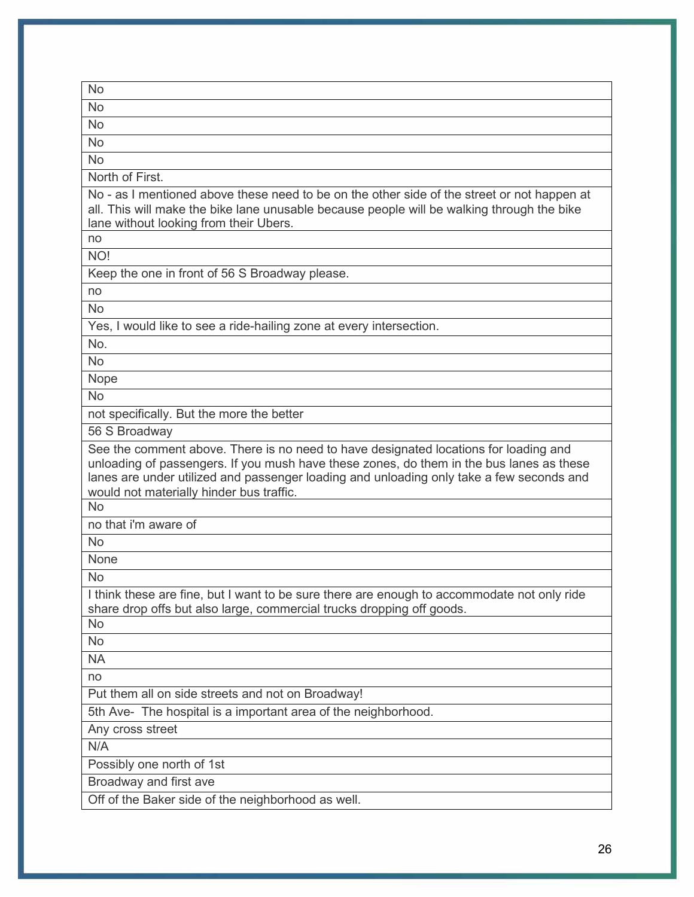| No |
|---|
| No |
| No |
| No |
| No |
| North of First. |
| No - as I mentioned above these need to be on the other side of the street or not happen at all. This will make the bike lane unusable because people will be walking through the bike lane without looking from their Ubers. |
| no |
| NO! |
| Keep the one in front of 56 S Broadway please. |
| no |
| No |
| Yes, I would like to see a ride-hailing zone at every intersection. |
| No. |
| No |
| Nope |
| No |
| not specifically. But the more the better |
| 56 S Broadway |
| See the comment above. There is no need to have designated locations for loading and unloading of passengers. If you mush have these zones, do them in the bus lanes as these lanes are under utilized and passenger loading and unloading only take a few seconds and would not materially hinder bus traffic. |
| No |
| no that i'm aware of |
| No |
| None |
| No |
| I think these are fine, but I want to be sure there are enough to accommodate not only ride share drop offs but also large, commercial trucks dropping off goods. |
| No |
| No |
| NA |
| no |
| Put them all on side streets and not on Broadway! |
| 5th Ave-  The hospital is a important area of the neighborhood. |
| Any cross street |
| N/A |
| Possibly one north of 1st |
| Broadway and first ave |
| Off of the Baker side of the neighborhood as well. |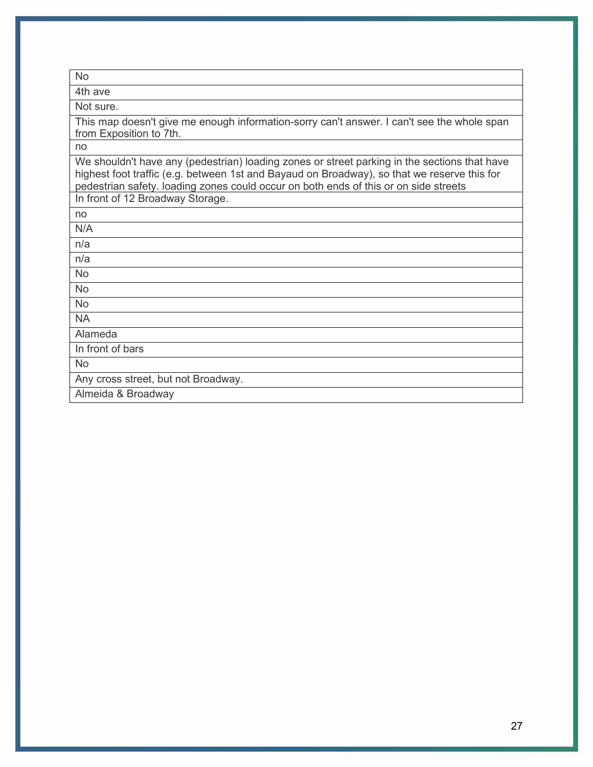| No |
|---|
| 4th ave |
| Not sure. |
| This map doesn't give me enough information-sorry can't answer. I can't see the whole span from Exposition to 7th. |
| no |
| We shouldn't have any (pedestrian) loading zones or street parking in the sections that have highest foot traffic (e.g. between 1st and Bayaud on Broadway), so that we reserve this for pedestrian safety. loading zones could occur on both ends of this or on side streets |
| In front of 12 Broadway Storage. |
| no |
| N/A |
| n/a |
| n/a |
| No |
| No |
| No |
| NA |
| Alameda |
| In front of bars |
| No |
| Any cross street, but not Broadway. |
| Almeida & Broadway |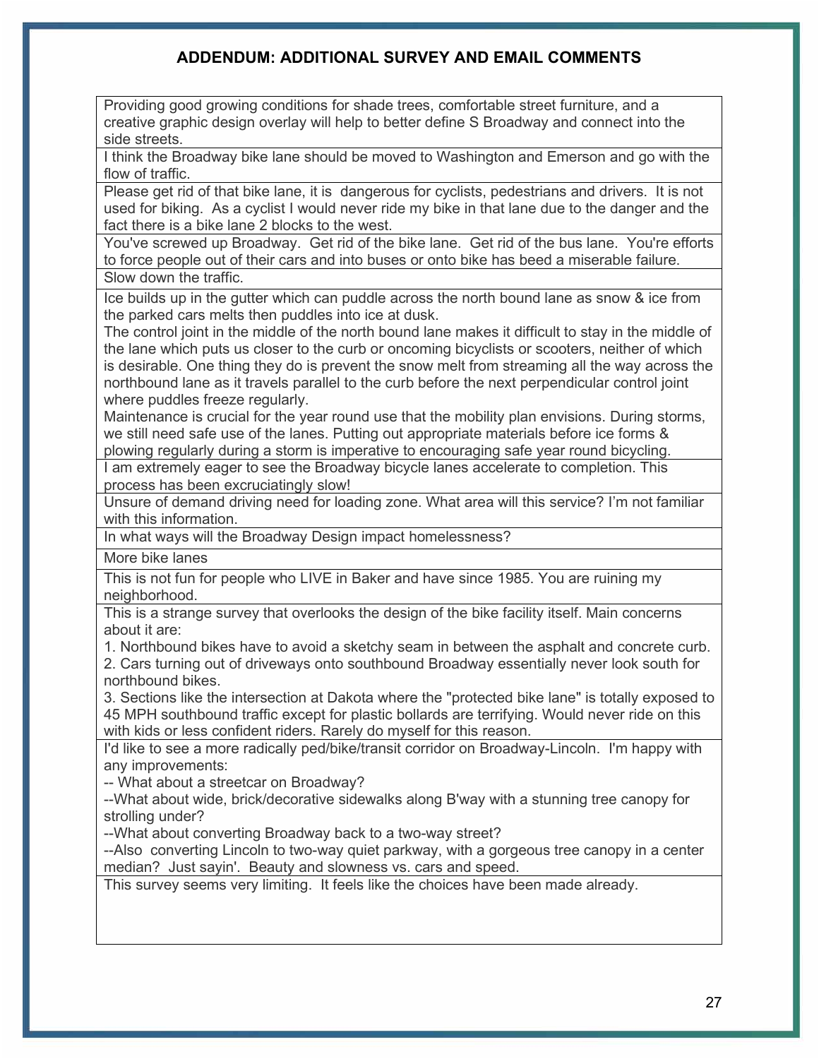## ADDENDUM: ADDITIONAL SURVEY AND EMAIL COMMENTS

| |
|---|
| Providing good growing conditions for shade trees, comfortable street furniture, and a creative graphic design overlay will help to better define S Broadway and connect into the side streets. |
| I think the Broadway bike lane should be moved to Washington and Emerson and go with the flow of traffic. |
| Please get rid of that bike lane, it is dangerous for cyclists, pedestrians and drivers. It is not used for biking. As a cyclist I would never ride my bike in that lane due to the danger and the fact there is a bike lane 2 blocks to the west. |
| You've screwed up Broadway. Get rid of the bike lane. Get rid of the bus lane. You're efforts to force people out of their cars and into buses or onto bike has beed a miserable failure. |
| Slow down the traffic. |
| Ice builds up in the gutter which can puddle across the north bound lane as snow & ice from the parked cars melts then puddles into ice at dusk.<br>The control joint in the middle of the north bound lane makes it difficult to stay in the middle of the lane which puts us closer to the curb or oncoming bicyclists or scooters, neither of which is desirable. One thing they do is prevent the snow melt from streaming all the way across the northbound lane as it travels parallel to the curb before the next perpendicular control joint where puddles freeze regularly.<br>Maintenance is crucial for the year round use that the mobility plan envisions. During storms, we still need safe use of the lanes. Putting out appropriate materials before ice forms & plowing regularly during a storm is imperative to encouraging safe year round bicycling. |
| I am extremely eager to see the Broadway bicycle lanes accelerate to completion. This process has been excruciatingly slow! |
| Unsure of demand driving need for loading zone. What area will this service? I'm not familiar with this information. |
| In what ways will the Broadway Design impact homelessness? |
| More bike lanes |
| This is not fun for people who LIVE in Baker and have since 1985. You are ruining my neighborhood. |
| This is a strange survey that overlooks the design of the bike facility itself. Main concerns about it are:<br>1. Northbound bikes have to avoid a sketchy seam in between the asphalt and concrete curb.<br>2. Cars turning out of driveways onto southbound Broadway essentially never look south for northbound bikes.<br>3. Sections like the intersection at Dakota where the "protected bike lane" is totally exposed to 45 MPH southbound traffic except for plastic bollards are terrifying. Would never ride on this with kids or less confident riders. Rarely do myself for this reason. |
| I'd like to see a more radically ped/bike/transit corridor on Broadway-Lincoln. I'm happy with any improvements:<br>-- What about a streetcar on Broadway?<br>--What about wide, brick/decorative sidewalks along B'way with a stunning tree canopy for strolling under?<br>--What about converting Broadway back to a two-way street?<br>--Also converting Lincoln to two-way quiet parkway, with a gorgeous tree canopy in a center median? Just sayin'. Beauty and slowness vs. cars and speed. |
| This survey seems very limiting. It feels like the choices have been made already. |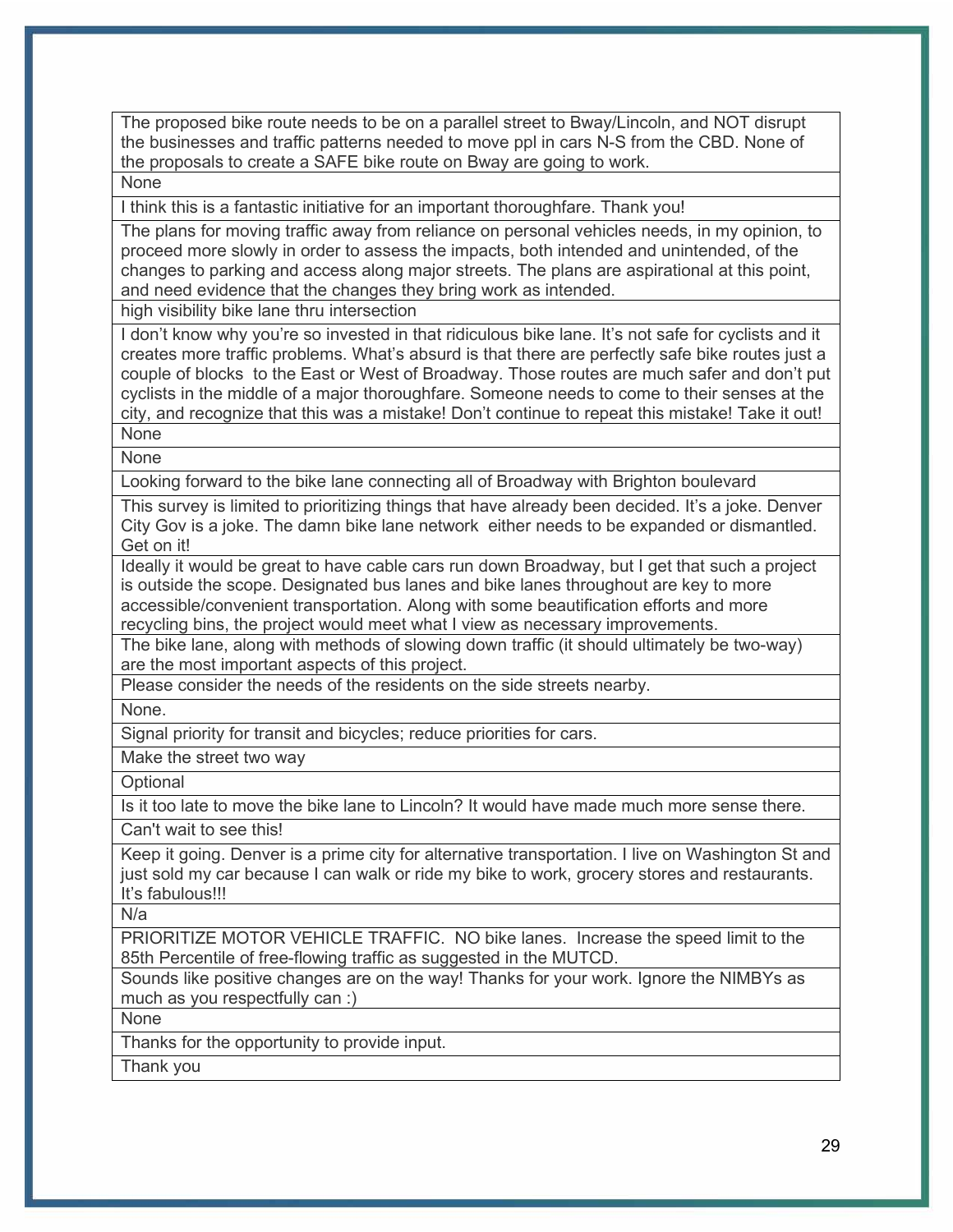| The proposed bike route needs to be on a parallel street to Bway/Lincoln, and NOT disrupt the businesses and traffic patterns needed to move ppl in cars N-S from the CBD. None of the proposals to create a SAFE bike route on Bway are going to work. |
|---|
| None |
| I think this is a fantastic initiative for an important thoroughfare. Thank you! |
| The plans for moving traffic away from reliance on personal vehicles needs, in my opinion, to proceed more slowly in order to assess the impacts, both intended and unintended, of the changes to parking and access along major streets. The plans are aspirational at this point, and need evidence that the changes they bring work as intended. |
| high visibility bike lane thru intersection |
| I don't know why you're so invested in that ridiculous bike lane. It's not safe for cyclists and it creates more traffic problems. What's absurd is that there are perfectly safe bike routes just a couple of blocks to the East or West of Broadway. Those routes are much safer and don't put cyclists in the middle of a major thoroughfare. Someone needs to come to their senses at the city, and recognize that this was a mistake! Don't continue to repeat this mistake! Take it out! |
| None |
| None |
| Looking forward to the bike lane connecting all of Broadway with Brighton boulevard |
| This survey is limited to prioritizing things that have already been decided. It's a joke. Denver City Gov is a joke. The damn bike lane network either needs to be expanded or dismantled. Get on it! |
| Ideally it would be great to have cable cars run down Broadway, but I get that such a project is outside the scope. Designated bus lanes and bike lanes throughout are key to more accessible/convenient transportation. Along with some beautification efforts and more recycling bins, the project would meet what I view as necessary improvements. |
| The bike lane, along with methods of slowing down traffic (it should ultimately be two-way) are the most important aspects of this project. |
| Please consider the needs of the residents on the side streets nearby. |
| None. |
| Signal priority for transit and bicycles; reduce priorities for cars. |
| Make the street two way |
| Optional |
| Is it too late to move the bike lane to Lincoln? It would have made much more sense there. |
| Can't wait to see this! |
| Keep it going. Denver is a prime city for alternative transportation. I live on Washington St and just sold my car because I can walk or ride my bike to work, grocery stores and restaurants. It's fabulous!!! |
| N/a |
| PRIORITIZE MOTOR VEHICLE TRAFFIC. NO bike lanes. Increase the speed limit to the 85th Percentile of free-flowing traffic as suggested in the MUTCD. |
| Sounds like positive changes are on the way! Thanks for your work. Ignore the NIMBYs as much as you respectfully can :) |
| None |
| Thanks for the opportunity to provide input. |
| Thank you |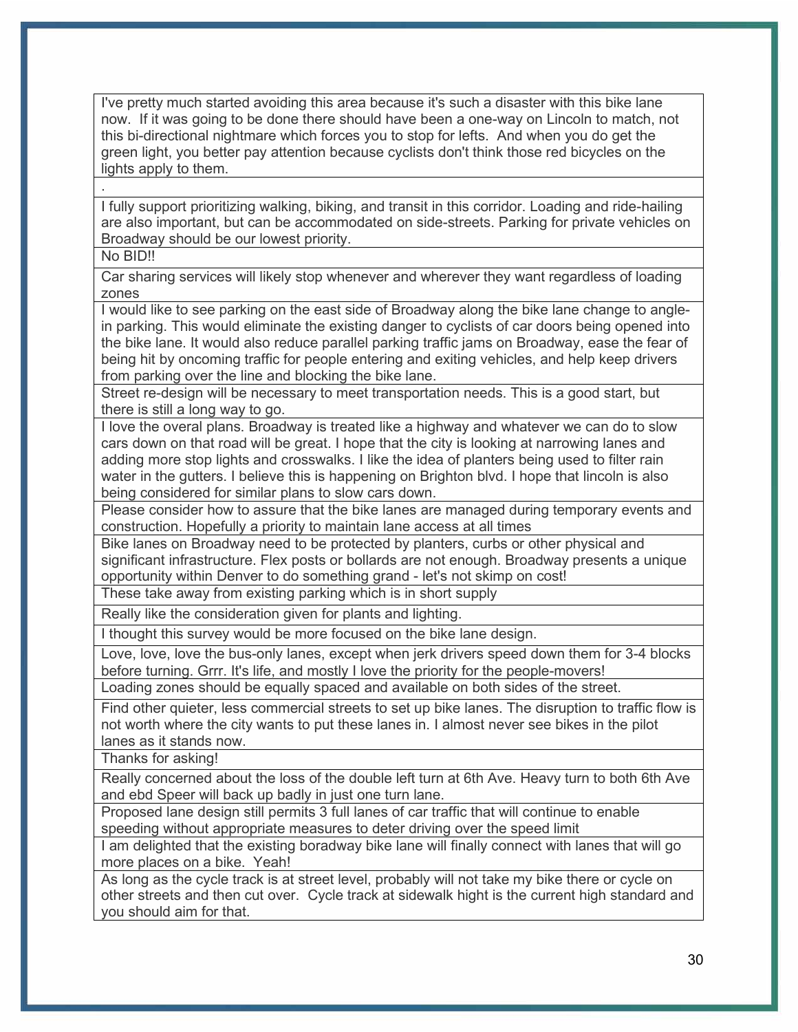| |
|---|
| I've pretty much started avoiding this area because it's such a disaster with this bike lane now. If it was going to be done there should have been a one-way on Lincoln to match, not this bi-directional nightmare which forces you to stop for lefts. And when you do get the green light, you better pay attention because cyclists don't think those red bicycles on the lights apply to them. |
| . |
| I fully support prioritizing walking, biking, and transit in this corridor. Loading and ride-hailing are also important, but can be accommodated on side-streets. Parking for private vehicles on Broadway should be our lowest priority. |
| No BID!! |
| Car sharing services will likely stop whenever and wherever they want regardless of loading zones |
| I would like to see parking on the east side of Broadway along the bike lane change to angle-in parking. This would eliminate the existing danger to cyclists of car doors being opened into the bike lane. It would also reduce parallel parking traffic jams on Broadway, ease the fear of being hit by oncoming traffic for people entering and exiting vehicles, and help keep drivers from parking over the line and blocking the bike lane. |
| Street re-design will be necessary to meet transportation needs. This is a good start, but there is still a long way to go. |
| I love the overal plans. Broadway is treated like a highway and whatever we can do to slow cars down on that road will be great. I hope that the city is looking at narrowing lanes and adding more stop lights and crosswalks. I like the idea of planters being used to filter rain water in the gutters. I believe this is happening on Brighton blvd. I hope that lincoln is also being considered for similar plans to slow cars down. |
| Please consider how to assure that the bike lanes are managed during temporary events and construction. Hopefully a priority to maintain lane access at all times |
| Bike lanes on Broadway need to be protected by planters, curbs or other physical and significant infrastructure. Flex posts or bollards are not enough. Broadway presents a unique opportunity within Denver to do something grand - let's not skimp on cost! |
| These take away from existing parking which is in short supply |
| Really like the consideration given for plants and lighting. |
| I thought this survey would be more focused on the bike lane design. |
| Love, love, love the bus-only lanes, except when jerk drivers speed down them for 3-4 blocks before turning. Grrr. It's life, and mostly I love the priority for the people-movers! |
| Loading zones should be equally spaced and available on both sides of the street. |
| Find other quieter, less commercial streets to set up bike lanes. The disruption to traffic flow is not worth where the city wants to put these lanes in. I almost never see bikes in the pilot lanes as it stands now. |
| Thanks for asking! |
| Really concerned about the loss of the double left turn at 6th Ave. Heavy turn to both 6th Ave and ebd Speer will back up badly in just one turn lane. |
| Proposed lane design still permits 3 full lanes of car traffic that will continue to enable speeding without appropriate measures to deter driving over the speed limit |
| I am delighted that the existing boradway bike lane will finally connect with lanes that will go more places on a bike. Yeah! |
| As long as the cycle track is at street level, probably will not take my bike there or cycle on other streets and then cut over. Cycle track at sidewalk hight is the current high standard and you should aim for that. |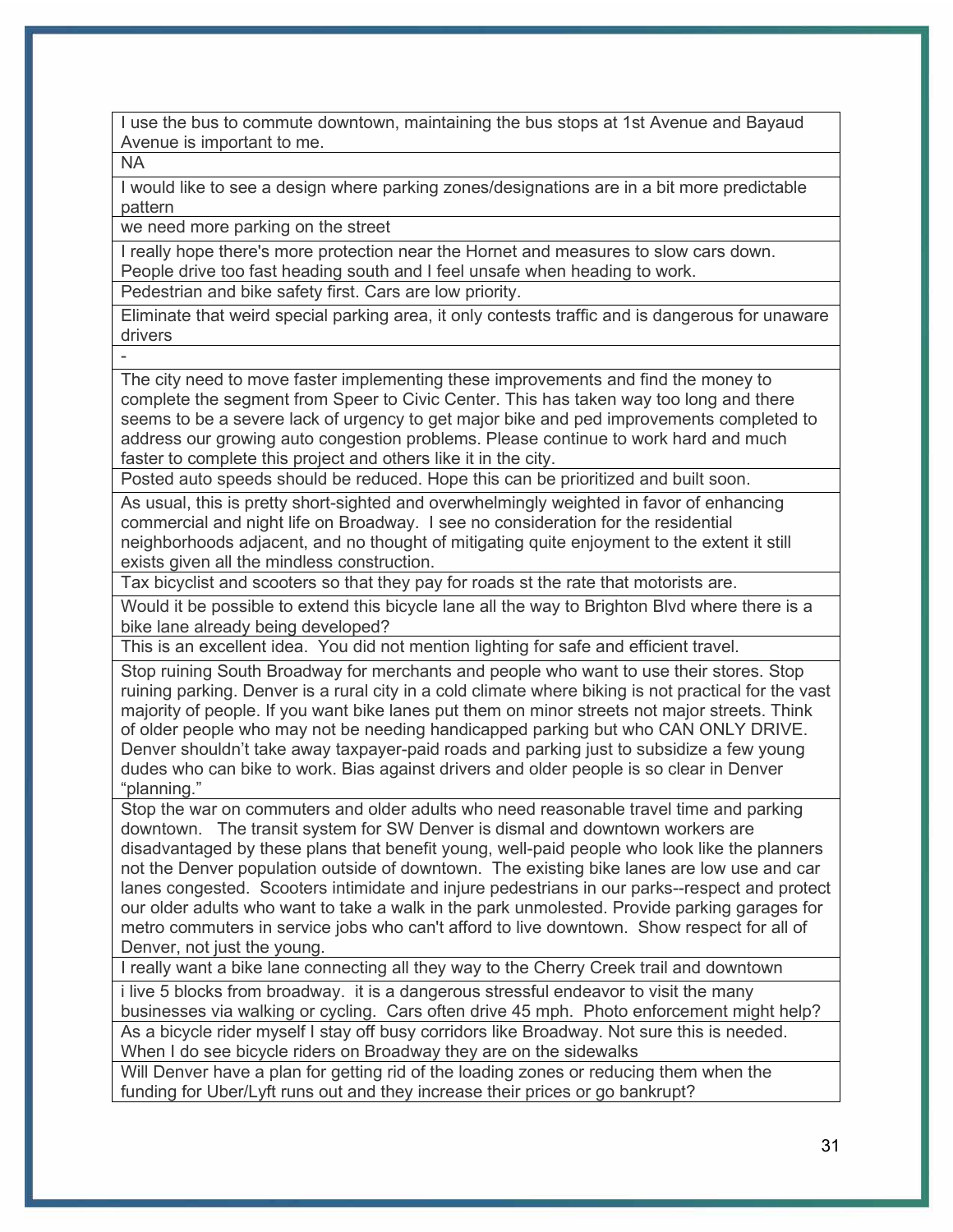| |
|---|
| I use the bus to commute downtown, maintaining the bus stops at 1st Avenue and Bayaud Avenue is important to me. |
| NA |
| I would like to see a design where parking zones/designations are in a bit more predictable pattern |
| we need more parking on the street |
| I really hope there's more protection near the Hornet and measures to slow cars down. People drive too fast heading south and I feel unsafe when heading to work. |
| Pedestrian and bike safety first. Cars are low priority. |
| Eliminate that weird special parking area, it only contests traffic and is dangerous for unaware drivers |
| - |
| The city need to move faster implementing these improvements and find the money to complete the segment from Speer to Civic Center. This has taken way too long and there seems to be a severe lack of urgency to get major bike and ped improvements completed to address our growing auto congestion problems. Please continue to work hard and much faster to complete this project and others like it in the city. |
| Posted auto speeds should be reduced. Hope this can be prioritized and built soon. |
| As usual, this is pretty short-sighted and overwhelmingly weighted in favor of enhancing commercial and night life on Broadway. I see no consideration for the residential neighborhoods adjacent, and no thought of mitigating quite enjoyment to the extent it still exists given all the mindless construction. |
| Tax bicyclist and scooters so that they pay for roads st the rate that motorists are. |
| Would it be possible to extend this bicycle lane all the way to Brighton Blvd where there is a bike lane already being developed? |
| This is an excellent idea. You did not mention lighting for safe and efficient travel. |
| Stop ruining South Broadway for merchants and people who want to use their stores. Stop ruining parking. Denver is a rural city in a cold climate where biking is not practical for the vast majority of people. If you want bike lanes put them on minor streets not major streets. Think of older people who may not be needing handicapped parking but who CAN ONLY DRIVE. Denver shouldn't take away taxpayer-paid roads and parking just to subsidize a few young dudes who can bike to work. Bias against drivers and older people is so clear in Denver "planning." |
| Stop the war on commuters and older adults who need reasonable travel time and parking downtown. The transit system for SW Denver is dismal and downtown workers are disadvantaged by these plans that benefit young, well-paid people who look like the planners not the Denver population outside of downtown. The existing bike lanes are low use and car lanes congested. Scooters intimidate and injure pedestrians in our parks--respect and protect our older adults who want to take a walk in the park unmolested. Provide parking garages for metro commuters in service jobs who can't afford to live downtown. Show respect for all of Denver, not just the young. |
| I really want a bike lane connecting all they way to the Cherry Creek trail and downtown |
| i live 5 blocks from broadway. it is a dangerous stressful endeavor to visit the many businesses via walking or cycling. Cars often drive 45 mph. Photo enforcement might help? |
| As a bicycle rider myself I stay off busy corridors like Broadway. Not sure this is needed. When I do see bicycle riders on Broadway they are on the sidewalks |
| Will Denver have a plan for getting rid of the loading zones or reducing them when the funding for Uber/Lyft runs out and they increase their prices or go bankrupt? |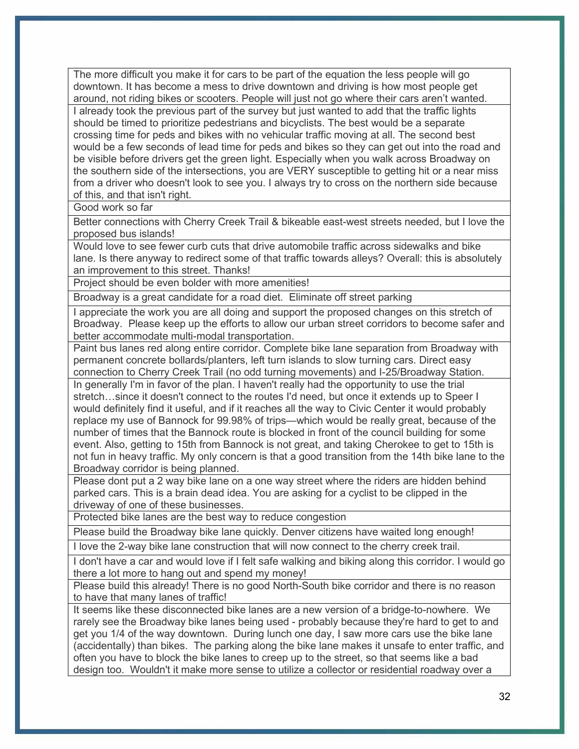| |
|---|
| The more difficult you make it for cars to be part of the equation the less people will go downtown. It has become a mess to drive downtown and driving is how most people get around, not riding bikes or scooters. People will just not go where their cars aren't wanted. |
| I already took the previous part of the survey but just wanted to add that the traffic lights should be timed to prioritize pedestrians and bicyclists. The best would be a separate crossing time for peds and bikes with no vehicular traffic moving at all. The second best would be a few seconds of lead time for peds and bikes so they can get out into the road and be visible before drivers get the green light. Especially when you walk across Broadway on the southern side of the intersections, you are VERY susceptible to getting hit or a near miss from a driver who doesn't look to see you. I always try to cross on the northern side because of this, and that isn't right. |
| Good work so far |
| Better connections with Cherry Creek Trail & bikeable east-west streets needed, but I love the proposed bus islands! |
| Would love to see fewer curb cuts that drive automobile traffic across sidewalks and bike lane. Is there anyway to redirect some of that traffic towards alleys? Overall: this is absolutely an improvement to this street. Thanks! |
| Project should be even bolder with more amenities! |
| Broadway is a great candidate for a road diet.  Eliminate off street parking |
| I appreciate the work you are all doing and support the proposed changes on this stretch of Broadway.  Please keep up the efforts to allow our urban street corridors to become safer and better accommodate multi-modal transportation. |
| Paint bus lanes red along entire corridor. Complete bike lane separation from Broadway with permanent concrete bollards/planters, left turn islands to slow turning cars. Direct easy connection to Cherry Creek Trail (no odd turning movements) and I-25/Broadway Station. |
| In generally I'm in favor of the plan. I haven't really had the opportunity to use the trial stretch…since it doesn't connect to the routes I'd need, but once it extends up to Speer I would definitely find it useful, and if it reaches all the way to Civic Center it would probably replace my use of Bannock for 99.98% of trips—which would be really great, because of the number of times that the Bannock route is blocked in front of the council building for some event. Also, getting to 15th from Bannock is not great, and taking Cherokee to get to 15th is not fun in heavy traffic. My only concern is that a good transition from the 14th bike lane to the Broadway corridor is being planned. |
| Please dont put a 2 way bike lane on a one way street where the riders are hidden behind parked cars. This is a brain dead idea. You are asking for a cyclist to be clipped in the driveway of one of these businesses. |
| Protected bike lanes are the best way to reduce congestion |
| Please build the Broadway bike lane quickly. Denver citizens have waited long enough! |
| I love the 2-way bike lane construction that will now connect to the cherry creek trail. |
| I don't have a car and would love if I felt safe walking and biking along this corridor. I would go there a lot more to hang out and spend my money! |
| Please build this already! There is no good North-South bike corridor and there is no reason to have that many lanes of traffic! |
| It seems like these disconnected bike lanes are a new version of a bridge-to-nowhere.  We rarely see the Broadway bike lanes being used - probably because they're hard to get to and get you 1/4 of the way downtown.  During lunch one day, I saw more cars use the bike lane (accidentally) than bikes.  The parking along the bike lane makes it unsafe to enter traffic, and often you have to block the bike lanes to creep up to the street, so that seems like a bad design too.  Wouldn't it make more sense to utilize a collector or residential roadway over a |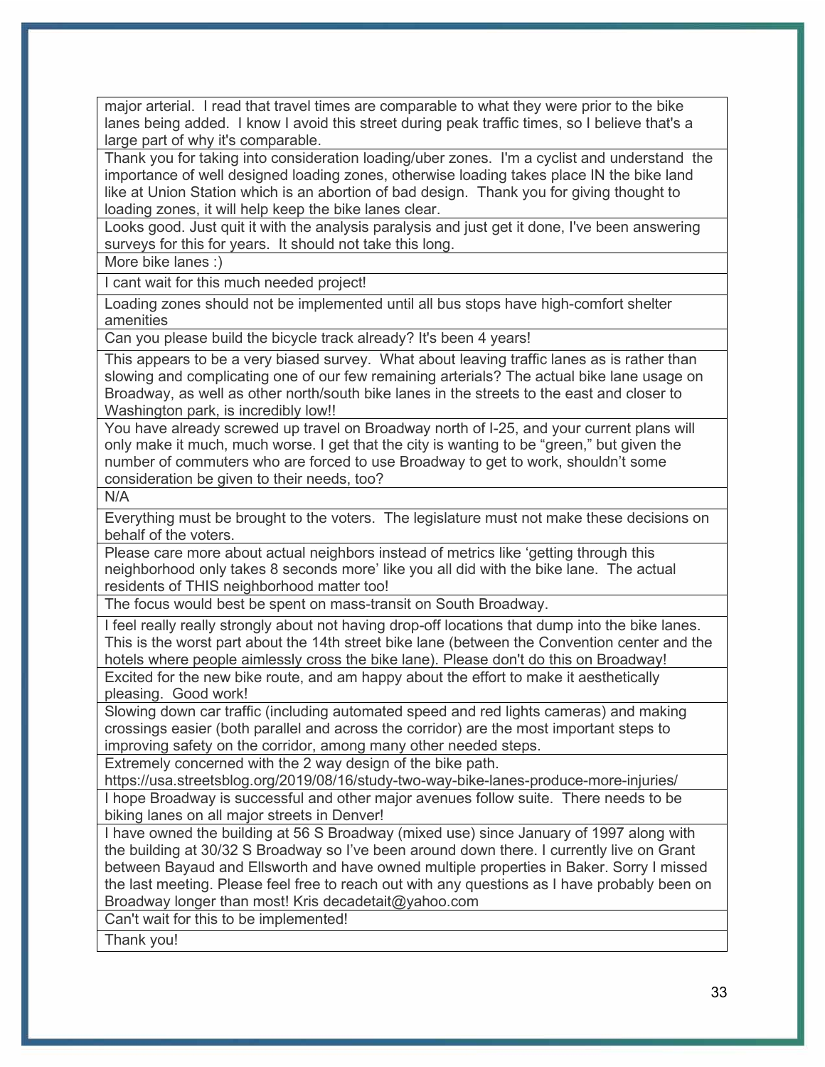| |
|---|
| major arterial. I read that travel times are comparable to what they were prior to the bike lanes being added. I know I avoid this street during peak traffic times, so I believe that's a large part of why it's comparable. |
| Thank you for taking into consideration loading/uber zones. I'm a cyclist and understand the importance of well designed loading zones, otherwise loading takes place IN the bike land like at Union Station which is an abortion of bad design. Thank you for giving thought to loading zones, it will help keep the bike lanes clear. |
| Looks good. Just quit it with the analysis paralysis and just get it done, I've been answering surveys for this for years. It should not take this long. |
| More bike lanes :) |
| I cant wait for this much needed project! |
| Loading zones should not be implemented until all bus stops have high-comfort shelter amenities |
| Can you please build the bicycle track already? It's been 4 years! |
| This appears to be a very biased survey. What about leaving traffic lanes as is rather than slowing and complicating one of our few remaining arterials? The actual bike lane usage on Broadway, as well as other north/south bike lanes in the streets to the east and closer to Washington park, is incredibly low!! |
| You have already screwed up travel on Broadway north of I-25, and your current plans will only make it much, much worse. I get that the city is wanting to be "green," but given the number of commuters who are forced to use Broadway to get to work, shouldn't some consideration be given to their needs, too? |
| N/A |
| Everything must be brought to the voters. The legislature must not make these decisions on behalf of the voters. |
| Please care more about actual neighbors instead of metrics like 'getting through this neighborhood only takes 8 seconds more' like you all did with the bike lane. The actual residents of THIS neighborhood matter too! |
| The focus would best be spent on mass-transit on South Broadway. |
| I feel really really strongly about not having drop-off locations that dump into the bike lanes. This is the worst part about the 14th street bike lane (between the Convention center and the hotels where people aimlessly cross the bike lane). Please don't do this on Broadway! |
| Excited for the new bike route, and am happy about the effort to make it aesthetically pleasing. Good work! |
| Slowing down car traffic (including automated speed and red lights cameras) and making crossings easier (both parallel and across the corridor) are the most important steps to improving safety on the corridor, among many other needed steps. |
| Extremely concerned with the 2 way design of the bike path. https://usa.streetsblog.org/2019/08/16/study-two-way-bike-lanes-produce-more-injuries/ |
| I hope Broadway is successful and other major avenues follow suite. There needs to be biking lanes on all major streets in Denver! |
| I have owned the building at 56 S Broadway (mixed use) since January of 1997 along with the building at 30/32 S Broadway so I've been around down there. I currently live on Grant between Bayaud and Ellsworth and have owned multiple properties in Baker. Sorry I missed the last meeting. Please feel free to reach out with any questions as I have probably been on Broadway longer than most! Kris decadetait@yahoo.com |
| Can't wait for this to be implemented! |
| Thank you! |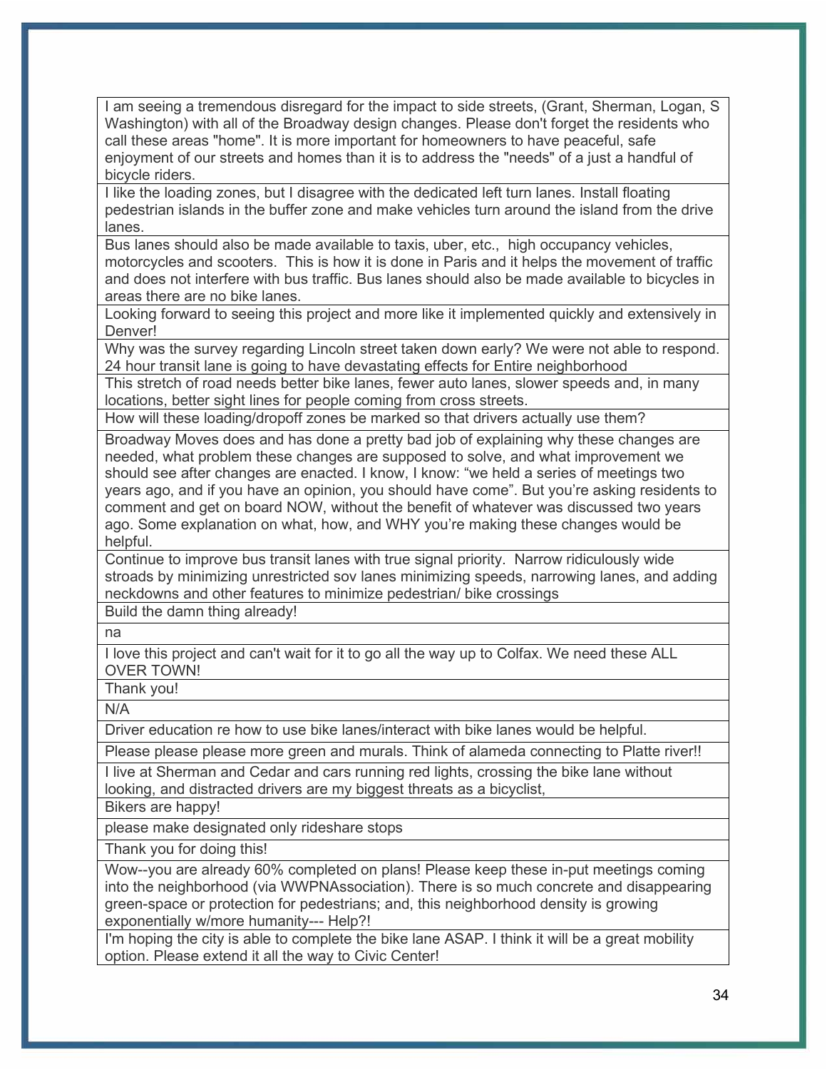| |
|---|
| I am seeing a tremendous disregard for the impact to side streets, (Grant, Sherman, Logan, S Washington) with all of the Broadway design changes. Please don't forget the residents who call these areas "home". It is more important for homeowners to have peaceful, safe enjoyment of our streets and homes than it is to address the "needs" of a just a handful of bicycle riders. |
| I like the loading zones, but I disagree with the dedicated left turn lanes. Install floating pedestrian islands in the buffer zone and make vehicles turn around the island from the drive lanes. |
| Bus lanes should also be made available to taxis, uber, etc., high occupancy vehicles, motorcycles and scooters. This is how it is done in Paris and it helps the movement of traffic and does not interfere with bus traffic. Bus lanes should also be made available to bicycles in areas there are no bike lanes. |
| Looking forward to seeing this project and more like it implemented quickly and extensively in Denver! |
| Why was the survey regarding Lincoln street taken down early? We were not able to respond. 24 hour transit lane is going to have devastating effects for Entire neighborhood |
| This stretch of road needs better bike lanes, fewer auto lanes, slower speeds and, in many locations, better sight lines for people coming from cross streets. |
| How will these loading/dropoff zones be marked so that drivers actually use them? |
| Broadway Moves does and has done a pretty bad job of explaining why these changes are needed, what problem these changes are supposed to solve, and what improvement we should see after changes are enacted. I know, I know: “we held a series of meetings two years ago, and if you have an opinion, you should have come”. But you’re asking residents to comment and get on board NOW, without the benefit of whatever was discussed two years ago. Some explanation on what, how, and WHY you’re making these changes would be helpful. |
| Continue to improve bus transit lanes with true signal priority. Narrow ridiculously wide stroads by minimizing unrestricted sov lanes minimizing speeds, narrowing lanes, and adding neckdowns and other features to minimize pedestrian/ bike crossings |
| Build the damn thing already! |
| na |
| I love this project and can't wait for it to go all the way up to Colfax. We need these ALL OVER TOWN! |
| Thank you! |
| N/A |
| Driver education re how to use bike lanes/interact with bike lanes would be helpful. |
| Please please please more green and murals. Think of alameda connecting to Platte river!! |
| I live at Sherman and Cedar and cars running red lights, crossing the bike lane without looking, and distracted drivers are my biggest threats as a bicyclist, |
| Bikers are happy! |
| please make designated only rideshare stops |
| Thank you for doing this! |
| Wow--you are already 60% completed on plans! Please keep these in-put meetings coming into the neighborhood (via WWPNAssociation). There is so much concrete and disappearing green-space or protection for pedestrians; and, this neighborhood density is growing exponentially w/more humanity--- Help?! |
| I'm hoping the city is able to complete the bike lane ASAP. I think it will be a great mobility option. Please extend it all the way to Civic Center! |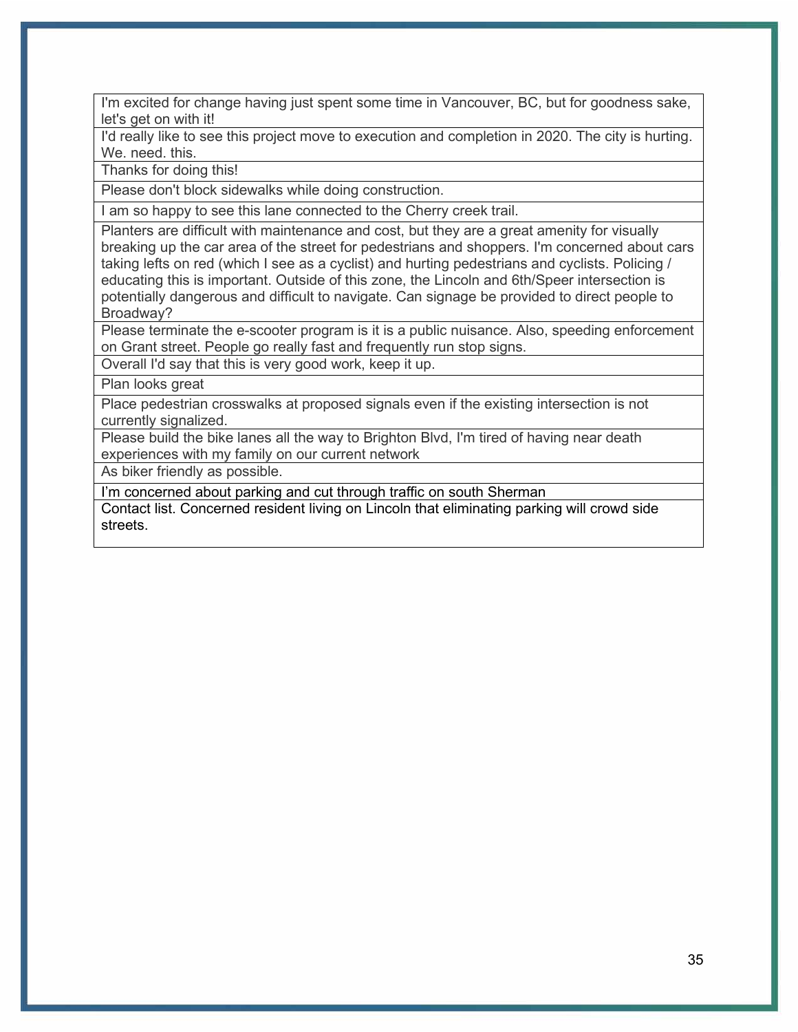| |
|---|
| I'm excited for change having just spent some time in Vancouver, BC, but for goodness sake, let's get on with it! |
| I'd really like to see this project move to execution and completion in 2020. The city is hurting. We. need. this. |
| Thanks for doing this! |
| Please don't block sidewalks while doing construction. |
| I am so happy to see this lane connected to the Cherry creek trail. |
| Planters are difficult with maintenance and cost, but they are a great amenity for visually breaking up the car area of the street for pedestrians and shoppers. I'm concerned about cars taking lefts on red (which I see as a cyclist) and hurting pedestrians and cyclists. Policing / educating this is important. Outside of this zone, the Lincoln and 6th/Speer intersection is potentially dangerous and difficult to navigate. Can signage be provided to direct people to Broadway? |
| Please terminate the e-scooter program is it is a public nuisance. Also, speeding enforcement on Grant street. People go really fast and frequently run stop signs. |
| Overall I'd say that this is very good work, keep it up. |
| Plan looks great |
| Place pedestrian crosswalks at proposed signals even if the existing intersection is not currently signalized. |
| Please build the bike lanes all the way to Brighton Blvd, I'm tired of having near death experiences with my family on our current network |
| As biker friendly as possible. |
| I'm concerned about parking and cut through traffic on south Sherman |
| Contact list. Concerned resident living on Lincoln that eliminating parking will crowd side streets. |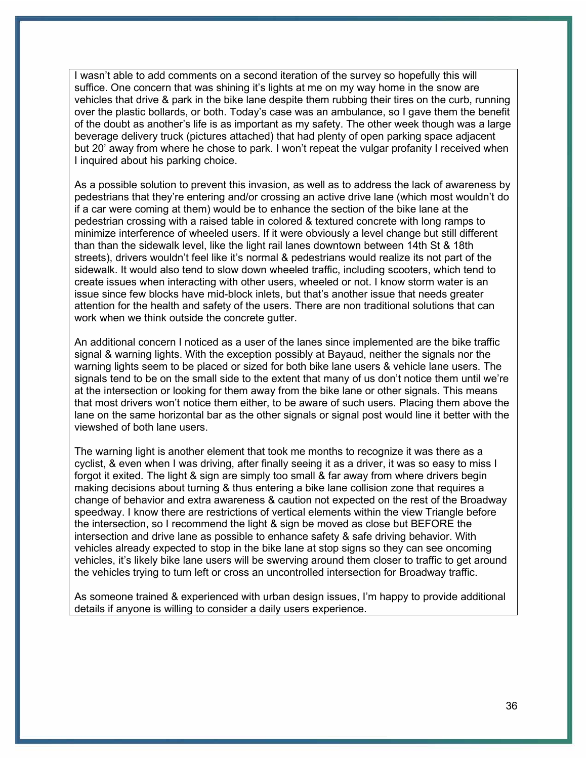I wasn't able to add comments on a second iteration of the survey so hopefully this will suffice. One concern that was shining it's lights at me on my way home in the snow are vehicles that drive & park in the bike lane despite them rubbing their tires on the curb, running over the plastic bollards, or both. Today's case was an ambulance, so I gave them the benefit of the doubt as another's life is as important as my safety. The other week though was a large beverage delivery truck (pictures attached) that had plenty of open parking space adjacent but 20' away from where he chose to park. I won't repeat the vulgar profanity I received when I inquired about his parking choice.

As a possible solution to prevent this invasion, as well as to address the lack of awareness by pedestrians that they're entering and/or crossing an active drive lane (which most wouldn't do if a car were coming at them) would be to enhance the section of the bike lane at the pedestrian crossing with a raised table in colored & textured concrete with long ramps to minimize interference of wheeled users. If it were obviously a level change but still different than than the sidewalk level, like the light rail lanes downtown between 14th St & 18th streets), drivers wouldn't feel like it's normal & pedestrians would realize its not part of the sidewalk. It would also tend to slow down wheeled traffic, including scooters, which tend to create issues when interacting with other users, wheeled or not. I know storm water is an issue since few blocks have mid-block inlets, but that's another issue that needs greater attention for the health and safety of the users. There are non traditional solutions that can work when we think outside the concrete gutter.

An additional concern I noticed as a user of the lanes since implemented are the bike traffic signal & warning lights. With the exception possibly at Bayaud, neither the signals nor the warning lights seem to be placed or sized for both bike lane users & vehicle lane users. The signals tend to be on the small side to the extent that many of us don't notice them until we're at the intersection or looking for them away from the bike lane or other signals. This means that most drivers won't notice them either, to be aware of such users. Placing them above the lane on the same horizontal bar as the other signals or signal post would line it better with the viewshed of both lane users.

The warning light is another element that took me months to recognize it was there as a cyclist, & even when I was driving, after finally seeing it as a driver, it was so easy to miss I forgot it exited. The light & sign are simply too small & far away from where drivers begin making decisions about turning & thus entering a bike lane collision zone that requires a change of behavior and extra awareness & caution not expected on the rest of the Broadway speedway. I know there are restrictions of vertical elements within the view Triangle before the intersection, so I recommend the light & sign be moved as close but BEFORE the intersection and drive lane as possible to enhance safety & safe driving behavior. With vehicles already expected to stop in the bike lane at stop signs so they can see oncoming vehicles, it's likely bike lane users will be swerving around them closer to traffic to get around the vehicles trying to turn left or cross an uncontrolled intersection for Broadway traffic.

As someone trained & experienced with urban design issues, I'm happy to provide additional details if anyone is willing to consider a daily users experience.